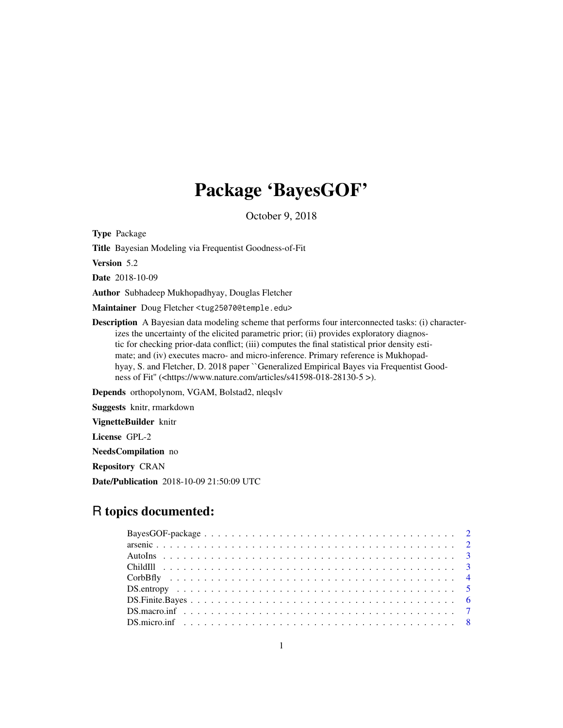# Package 'BayesGOF'

October 9, 2018

**Type** Package

**Title** Bayesian Modeling via Frequentist Goodness-of-Fit

**Version** 5.2

**Date** 2018-10-09

**Author** Subhadeep Mukhopadhyay, Douglas Fletcher

**Maintainer** Doug Fletcher <tug25070@temple.edu>

**Description** A Bayesian data modeling scheme that performs four interconnected tasks: (i) characterizes the uncertainty of the elicited parametric prior; (ii) provides exploratory diagnostic for checking prior-data conflict; (iii) computes the final statistical prior density estimate; and (iv) executes macro- and micro-inference. Primary reference is Mukhopadhyay, S. and Fletcher, D. 2018 paper ``Generalized Empirical Bayes via Frequentist Goodness of Fit'' (<https://www.nature.com/articles/s41598-018-28130-5 >).

**Depends** orthopolynom, VGAM, Bolstad2, nleqslv

**Suggests** knitr, rmarkdown

**VignetteBuilder** knitr

**License** GPL-2

**NeedsCompilation** no

**Repository** CRAN

**Date/Publication** 2018-10-09 21:50:09 UTC

## R topics documented:

| | |
|---|---|
| BayesGOF-package | 2 |
| arsenic | 2 |
| AutoIns | 3 |
| ChildIll | 3 |
| CorbBfly | 4 |
| DS.entropy | 5 |
| DS.Finite.Bayes | 6 |
| DS.macro.inf | 7 |
| DS.micro.inf | 8 |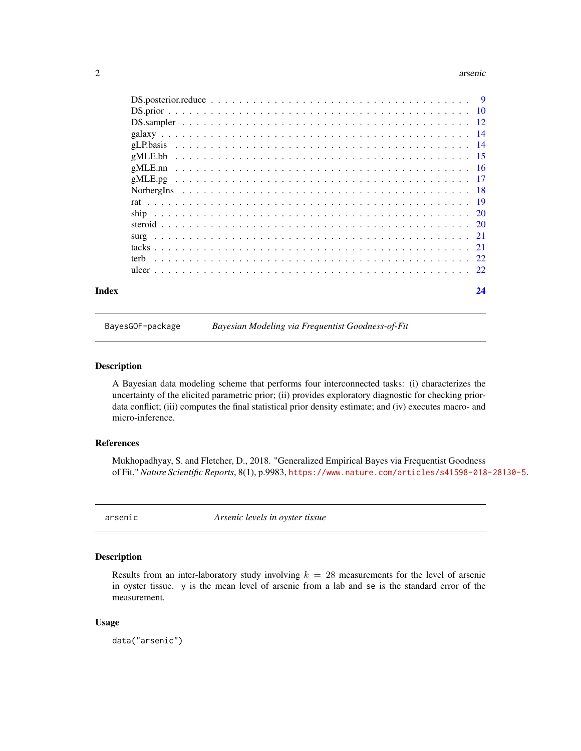DS.posterior.reduce . . . . . . . . . . . . . . . . . . . . . . . . . . . . . . . . . . . . 9
DS.prior . . . . . . . . . . . . . . . . . . . . . . . . . . . . . . . . . . . . . . . . . . . 10
DS.sampler . . . . . . . . . . . . . . . . . . . . . . . . . . . . . . . . . . . . . . . . . 12
galaxy . . . . . . . . . . . . . . . . . . . . . . . . . . . . . . . . . . . . . . . . . . . . 14
gLP.basis . . . . . . . . . . . . . . . . . . . . . . . . . . . . . . . . . . . . . . . . . . 14
gMLE.bb . . . . . . . . . . . . . . . . . . . . . . . . . . . . . . . . . . . . . . . . . . . 15
gMLE.nn . . . . . . . . . . . . . . . . . . . . . . . . . . . . . . . . . . . . . . . . . . . 16
gMLE.pg . . . . . . . . . . . . . . . . . . . . . . . . . . . . . . . . . . . . . . . . . . . 17
NorbergIns . . . . . . . . . . . . . . . . . . . . . . . . . . . . . . . . . . . . . . . . . . 18
rat . . . . . . . . . . . . . . . . . . . . . . . . . . . . . . . . . . . . . . . . . . . . . . 19
ship . . . . . . . . . . . . . . . . . . . . . . . . . . . . . . . . . . . . . . . . . . . . . 20
steroid . . . . . . . . . . . . . . . . . . . . . . . . . . . . . . . . . . . . . . . . . . . . 20
surg . . . . . . . . . . . . . . . . . . . . . . . . . . . . . . . . . . . . . . . . . . . . . 21
tacks . . . . . . . . . . . . . . . . . . . . . . . . . . . . . . . . . . . . . . . . . . . . . 21
terb . . . . . . . . . . . . . . . . . . . . . . . . . . . . . . . . . . . . . . . . . . . . . 22
ulcer . . . . . . . . . . . . . . . . . . . . . . . . . . . . . . . . . . . . . . . . . . . . . 22

**Index** **24**

---

## BayesGOF-package — *Bayesian Modeling via Frequentist Goodness-of-Fit*

### Description

A Bayesian data modeling scheme that performs four interconnected tasks: (i) characterizes the uncertainty of the elicited parametric prior; (ii) provides exploratory diagnostic for checking prior-data conflict; (iii) computes the final statistical prior density estimate; and (iv) executes macro- and micro-inference.

### References

Mukhopadhyay, S. and Fletcher, D., 2018. "Generalized Empirical Bayes via Frequentist Goodness of Fit," *Nature Scientific Reports*, 8(1), p.9983, https://www.nature.com/articles/s41598-018-28130-5.

---

## arsenic — *Arsenic levels in oyster tissue*

### Description

Results from an inter-laboratory study involving $k = 28$ measurements for the level of arsenic in oyster tissue. y is the mean level of arsenic from a lab and se is the standard error of the measurement.

### Usage

```
data("arsenic")
```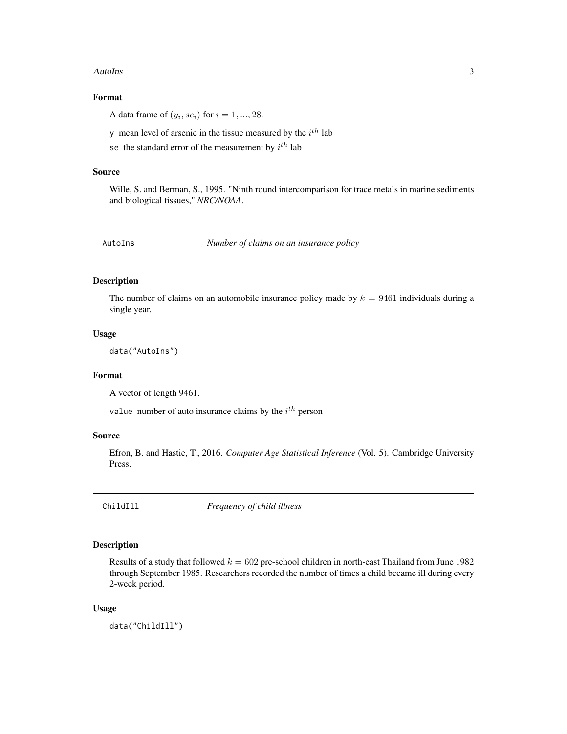## Format

A data frame of $(y_i, se_i)$ for $i = 1, ..., 28$.

`y` mean level of arsenic in the tissue measured by the $i^{th}$ lab

`se` the standard error of the measurement by $i^{th}$ lab

## Source

Wille, S. and Berman, S., 1995. "Ninth round intercomparison for trace metals in marine sediments and biological tissues," *NRC/NOAA*.

---

# AutoIns — *Number of claims on an insurance policy*

## Description

The number of claims on an automobile insurance policy made by $k = 9461$ individuals during a single year.

## Usage

```
data("AutoIns")
```

## Format

A vector of length 9461.

`value` number of auto insurance claims by the $i^{th}$ person

## Source

Efron, B. and Hastie, T., 2016. *Computer Age Statistical Inference* (Vol. 5). Cambridge University Press.

---

# ChildIll — *Frequency of child illness*

## Description

Results of a study that followed $k = 602$ pre-school children in north-east Thailand from June 1982 through September 1985. Researchers recorded the number of times a child became ill during every 2-week period.

## Usage

```
data("ChildIll")
```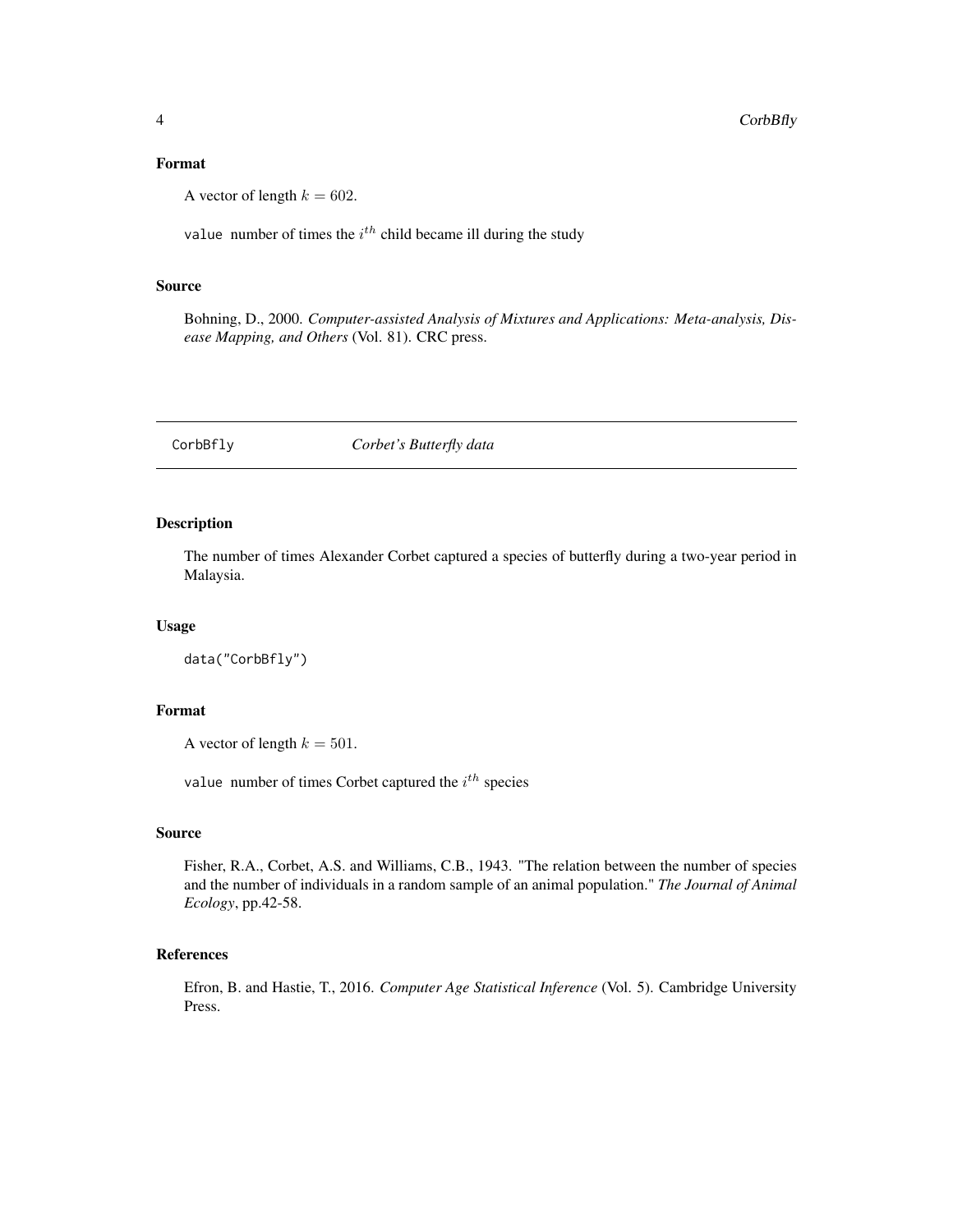### Format

A vector of length $k = 602$.

`value` number of times the $i^{th}$ child became ill during the study

### Source

Bohning, D., 2000. *Computer-assisted Analysis of Mixtures and Applications: Meta-analysis, Disease Mapping, and Others* (Vol. 81). CRC press.

---

## CorbBfly *Corbet's Butterfly data*

---

### Description

The number of times Alexander Corbet captured a species of butterfly during a two-year period in Malaysia.

### Usage

```
data("CorbBfly")
```

### Format

A vector of length $k = 501$.

`value` number of times Corbet captured the $i^{th}$ species

### Source

Fisher, R.A., Corbet, A.S. and Williams, C.B., 1943. "The relation between the number of species and the number of individuals in a random sample of an animal population." *The Journal of Animal Ecology*, pp.42-58.

### References

Efron, B. and Hastie, T., 2016. *Computer Age Statistical Inference* (Vol. 5). Cambridge University Press.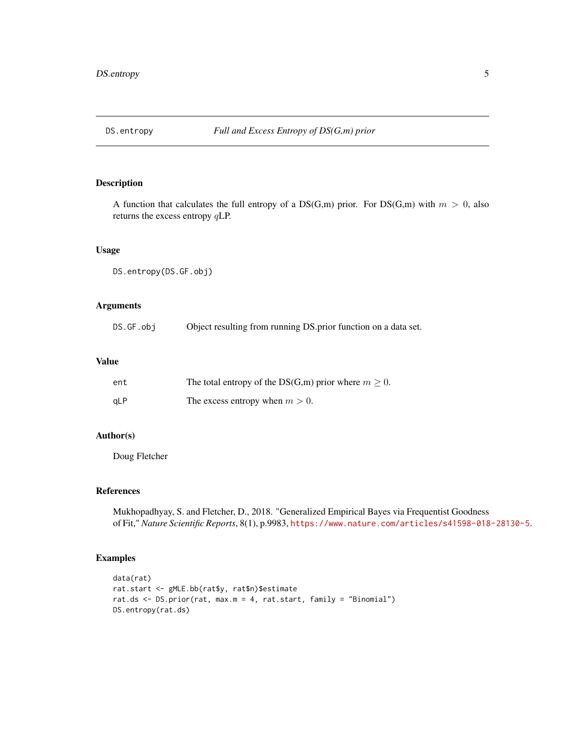# DS.entropy — *Full and Excess Entropy of DS(G,m) prior*

## Description

A function that calculates the full entropy of a DS(G,m) prior. For DS(G,m) with $m > 0$, also returns the excess entropy $q$LP.

## Usage

```
DS.entropy(DS.GF.obj)
```

## Arguments

| | |
|---|---|
| DS.GF.obj | Object resulting from running DS.prior function on a data set. |

## Value

| | |
|---|---|
| ent | The total entropy of the DS(G,m) prior where $m \geq 0$. |
| qLP | The excess entropy when $m > 0$. |

## Author(s)

Doug Fletcher

## References

Mukhopadhyay, S. and Fletcher, D., 2018. "Generalized Empirical Bayes via Frequentist Goodness of Fit," *Nature Scientific Reports*, 8(1), p.9983, https://www.nature.com/articles/s41598-018-28130-5.

## Examples

```
data(rat)
rat.start <- gMLE.bb(rat$y, rat$n)$estimate
rat.ds <- DS.prior(rat, max.m = 4, rat.start, family = "Binomial")
DS.entropy(rat.ds)
```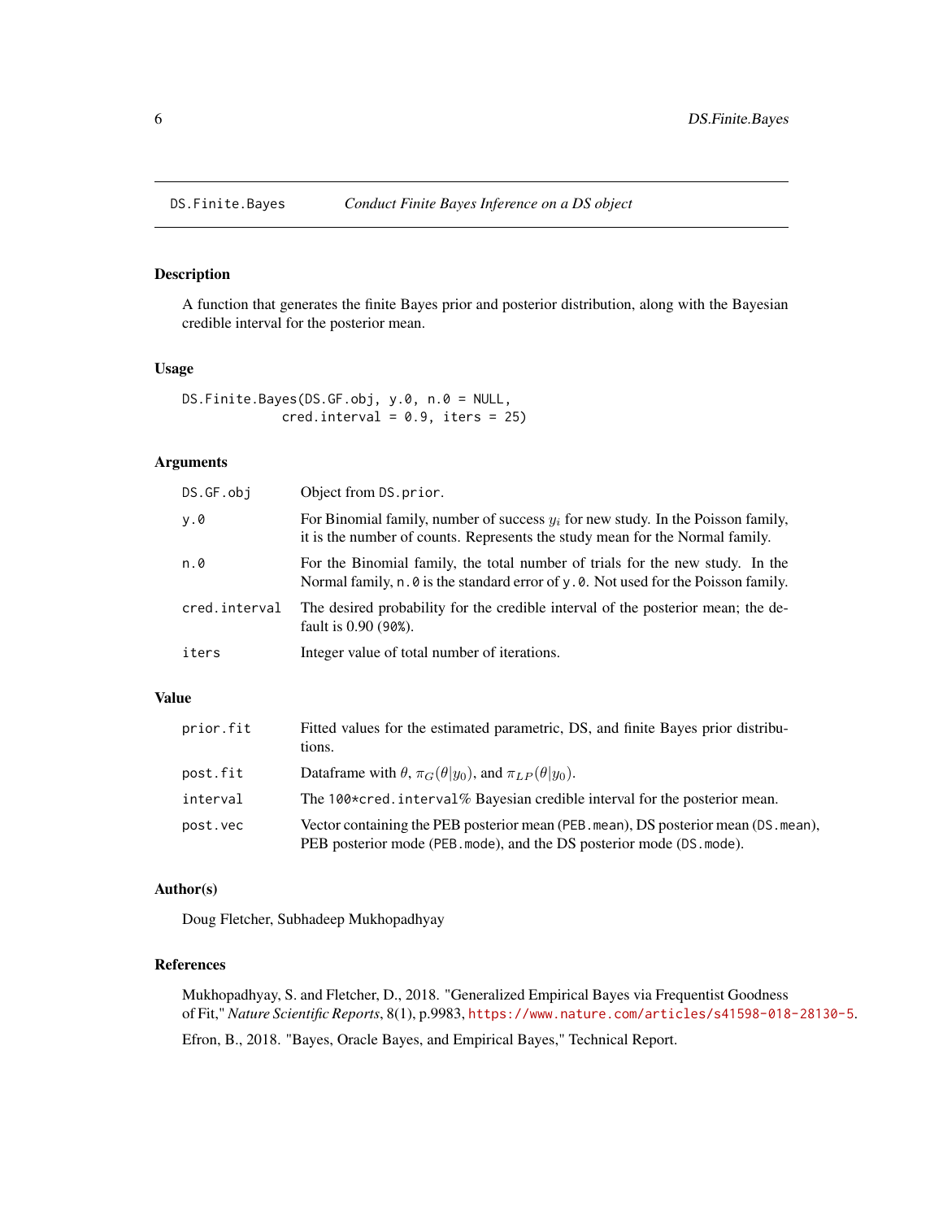## DS.Finite.Bayes — *Conduct Finite Bayes Inference on a DS object*

### Description

A function that generates the finite Bayes prior and posterior distribution, along with the Bayesian credible interval for the posterior mean.

### Usage

```
DS.Finite.Bayes(DS.GF.obj, y.0, n.0 = NULL,
            cred.interval = 0.9, iters = 25)
```

### Arguments

| Argument | Description |
|---|---|
| `DS.GF.obj` | Object from `DS.prior`. |
| `y.0` | For Binomial family, number of success $y_i$ for new study. In the Poisson family, it is the number of counts. Represents the study mean for the Normal family. |
| `n.0` | For the Binomial family, the total number of trials for the new study. In the Normal family, `n.0` is the standard error of `y.0`. Not used for the Poisson family. |
| `cred.interval` | The desired probability for the credible interval of the posterior mean; the default is 0.90 (`90%`). |
| `iters` | Integer value of total number of iterations. |

### Value

| Value | Description |
|---|---|
| `prior.fit` | Fitted values for the estimated parametric, DS, and finite Bayes prior distributions. |
| `post.fit` | Dataframe with $\theta$, $\pi_G(\theta\vert y_0)$, and $\pi_{LP}(\theta\vert y_0)$. |
| `interval` | The `100*cred.interval`% Bayesian credible interval for the posterior mean. |
| `post.vec` | Vector containing the PEB posterior mean (`PEB.mean`), DS posterior mean (`DS.mean`), PEB posterior mode (`PEB.mode`), and the DS posterior mode (`DS.mode`). |

### Author(s)

Doug Fletcher, Subhadeep Mukhopadhyay

### References

Mukhopadhyay, S. and Fletcher, D., 2018. "Generalized Empirical Bayes via Frequentist Goodness of Fit," *Nature Scientific Reports*, 8(1), p.9983, https://www.nature.com/articles/s41598-018-28130-5.

Efron, B., 2018. "Bayes, Oracle Bayes, and Empirical Bayes," Technical Report.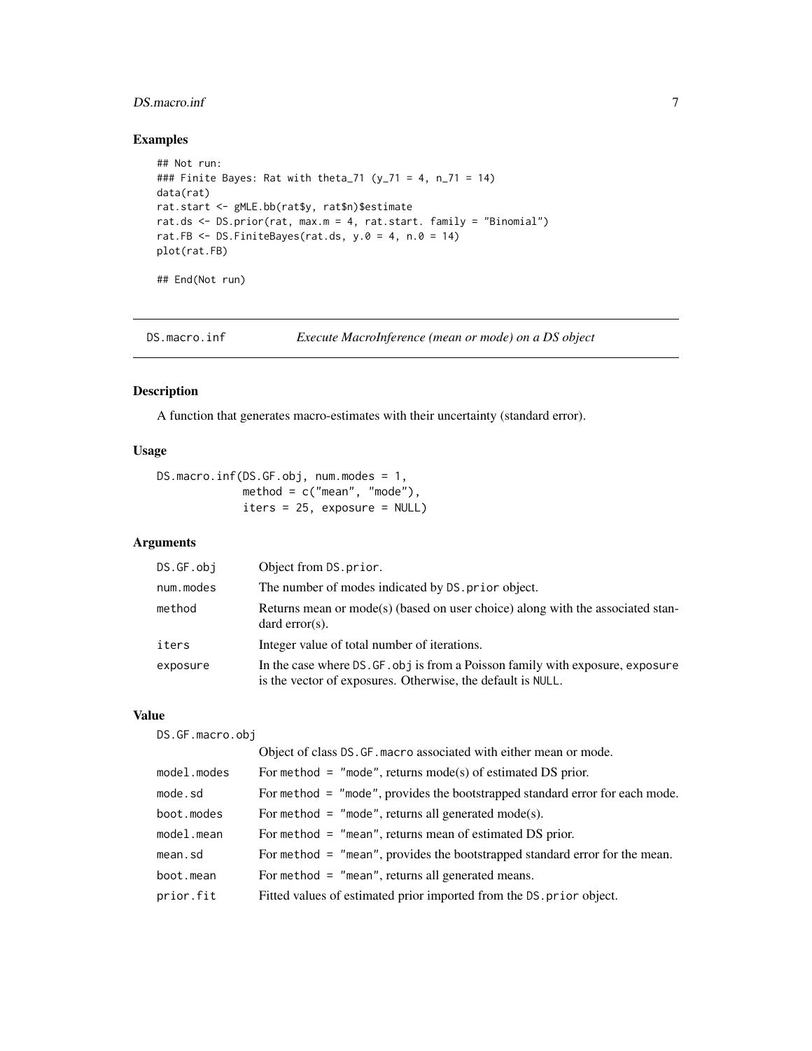## Examples

```
## Not run:
### Finite Bayes: Rat with theta_71 (y_71 = 4, n_71 = 14)
data(rat)
rat.start <- gMLE.bb(rat$y, rat$n)$estimate
rat.ds <- DS.prior(rat, max.m = 4, rat.start. family = "Binomial")
rat.FB <- DS.FiniteBayes(rat.ds, y.0 = 4, n.0 = 14)
plot(rat.FB)

## End(Not run)
```

---

# DS.macro.inf — *Execute MacroInference (mean or mode) on a DS object*

---

## Description

A function that generates macro-estimates with their uncertainty (standard error).

## Usage

```
DS.macro.inf(DS.GF.obj, num.modes = 1,
             method = c("mean", "mode"),
             iters = 25, exposure = NULL)
```

## Arguments

| | |
|---|---|
| `DS.GF.obj` | Object from `DS.prior`. |
| `num.modes` | The number of modes indicated by `DS.prior` object. |
| `method` | Returns mean or mode(s) (based on user choice) along with the associated standard error(s). |
| `iters` | Integer value of total number of iterations. |
| `exposure` | In the case where `DS.GF.obj` is from a Poisson family with exposure, `exposure` is the vector of exposures. Otherwise, the default is `NULL`. |

## Value

| | |
|---|---|
| `DS.GF.macro.obj` | Object of class `DS.GF.macro` associated with either mean or mode. |
| `model.modes` | For `method = "mode"`, returns mode(s) of estimated DS prior. |
| `mode.sd` | For `method = "mode"`, provides the bootstrapped standard error for each mode. |
| `boot.modes` | For `method = "mode"`, returns all generated mode(s). |
| `model.mean` | For `method = "mean"`, returns mean of estimated DS prior. |
| `mean.sd` | For `method = "mean"`, provides the bootstrapped standard error for the mean. |
| `boot.mean` | For `method = "mean"`, returns all generated means. |
| `prior.fit` | Fitted values of estimated prior imported from the `DS.prior` object. |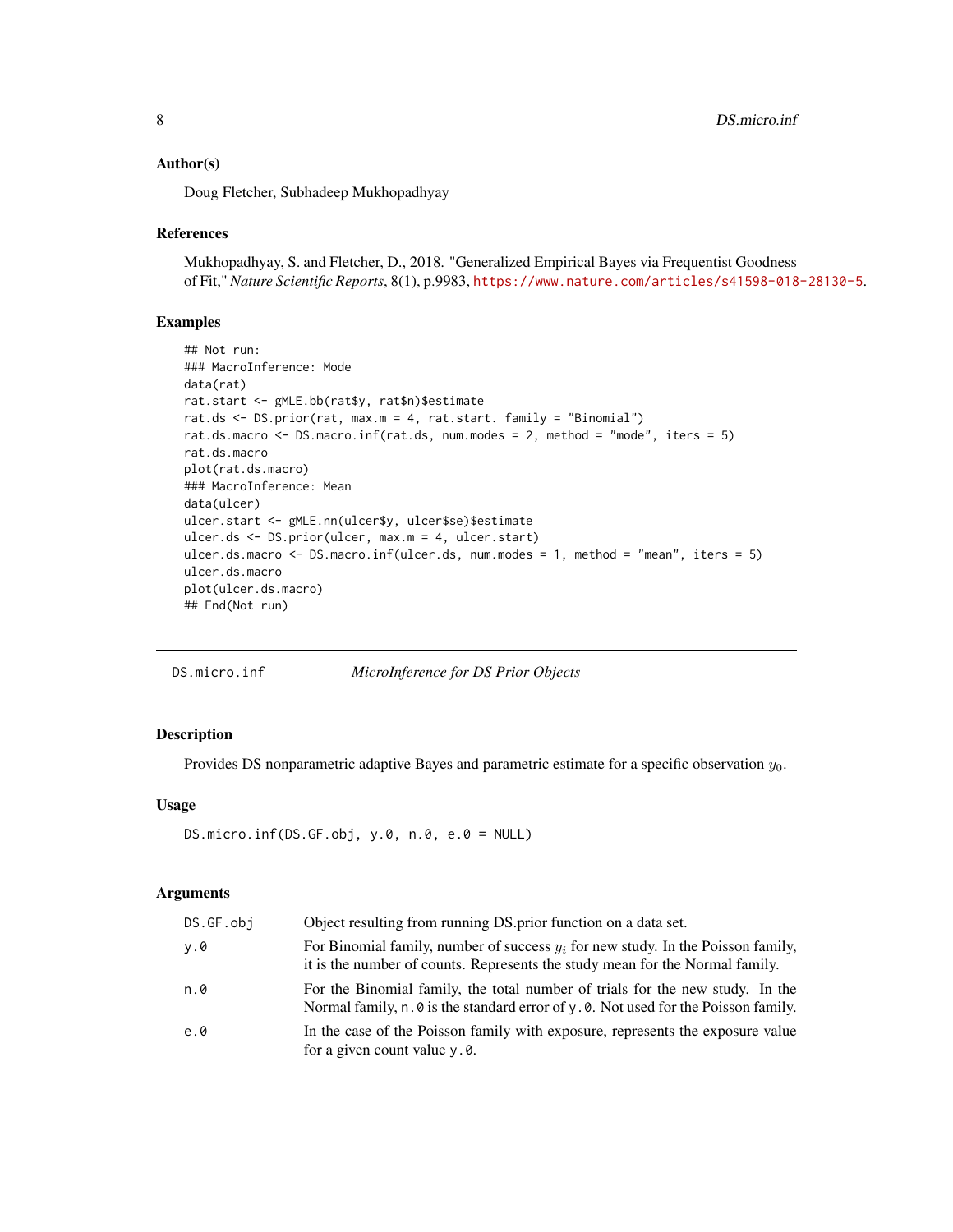## Author(s)

Doug Fletcher, Subhadeep Mukhopadhyay

## References

Mukhopadhyay, S. and Fletcher, D., 2018. "Generalized Empirical Bayes via Frequentist Goodness of Fit," *Nature Scientific Reports*, 8(1), p.9983, https://www.nature.com/articles/s41598-018-28130-5.

## Examples

```
## Not run:
### MacroInference: Mode
data(rat)
rat.start <- gMLE.bb(rat$y, rat$n)$estimate
rat.ds <- DS.prior(rat, max.m = 4, rat.start. family = "Binomial")
rat.ds.macro <- DS.macro.inf(rat.ds, num.modes = 2, method = "mode", iters = 5)
rat.ds.macro
plot(rat.ds.macro)
### MacroInference: Mean
data(ulcer)
ulcer.start <- gMLE.nn(ulcer$y, ulcer$se)$estimate
ulcer.ds <- DS.prior(ulcer, max.m = 4, ulcer.start)
ulcer.ds.macro <- DS.macro.inf(ulcer.ds, num.modes = 1, method = "mean", iters = 5)
ulcer.ds.macro
plot(ulcer.ds.macro)
## End(Not run)
```

---

# DS.micro.inf — *MicroInference for DS Prior Objects*

## Description

Provides DS nonparametric adaptive Bayes and parametric estimate for a specific observation $y_0$.

## Usage

```
DS.micro.inf(DS.GF.obj, y.0, n.0, e.0 = NULL)
```

## Arguments

| | |
|---|---|
| `DS.GF.obj` | Object resulting from running DS.prior function on a data set. |
| `y.0` | For Binomial family, number of success $y_i$ for new study. In the Poisson family, it is the number of counts. Represents the study mean for the Normal family. |
| `n.0` | For the Binomial family, the total number of trials for the new study. In the Normal family, `n.0` is the standard error of `y.0`. Not used for the Poisson family. |
| `e.0` | In the case of the Poisson family with exposure, represents the exposure value for a given count value `y.0`. |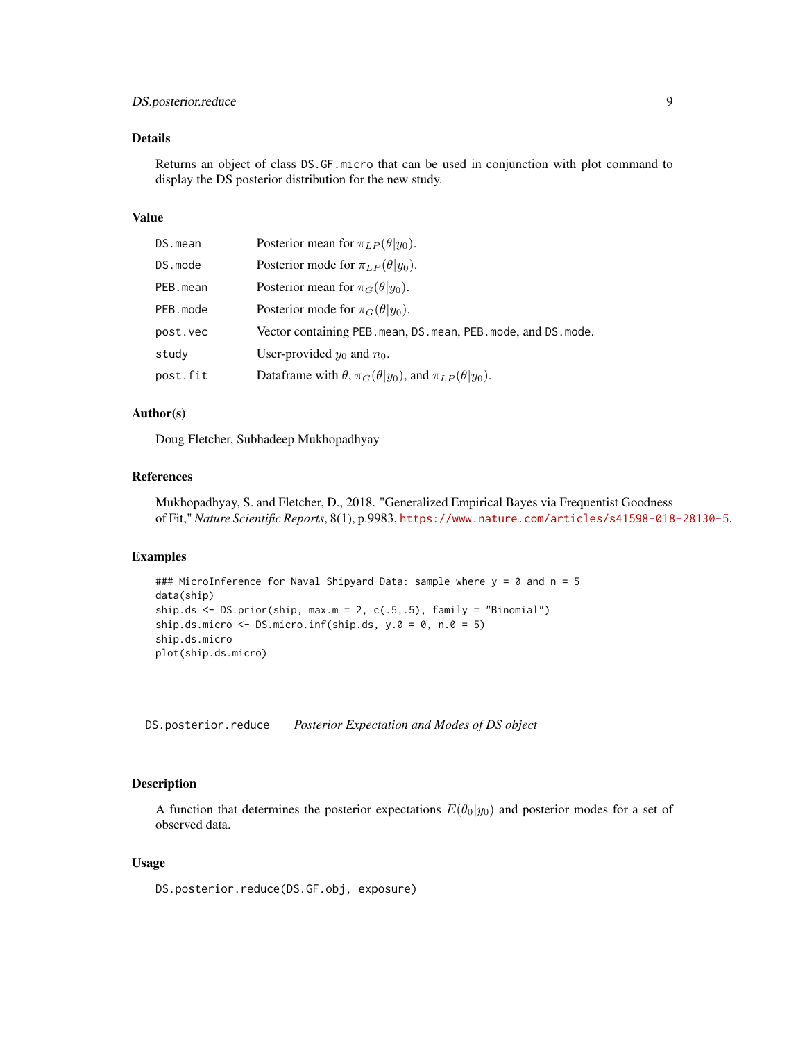## Details

Returns an object of class `DS.GF.micro` that can be used in conjunction with plot command to display the DS posterior distribution for the new study.

## Value

| | |
|---|---|
| `DS.mean` | Posterior mean for $\pi_{LP}(\theta \vert y_0)$. |
| `DS.mode` | Posterior mode for $\pi_{LP}(\theta \vert y_0)$. |
| `PEB.mean` | Posterior mean for $\pi_G(\theta \vert y_0)$. |
| `PEB.mode` | Posterior mode for $\pi_G(\theta \vert y_0)$. |
| `post.vec` | Vector containing `PEB.mean`, `DS.mean`, `PEB.mode`, and `DS.mode`. |
| `study` | User-provided $y_0$ and $n_0$. |
| `post.fit` | Dataframe with $\theta$, $\pi_G(\theta \vert y_0)$, and $\pi_{LP}(\theta \vert y_0)$. |

## Author(s)

Doug Fletcher, Subhadeep Mukhopadhyay

## References

Mukhopadhyay, S. and Fletcher, D., 2018. "Generalized Empirical Bayes via Frequentist Goodness of Fit," *Nature Scientific Reports*, 8(1), p.9983, https://www.nature.com/articles/s41598-018-28130-5.

## Examples

```
### MicroInference for Naval Shipyard Data: sample where y = 0 and n = 5
data(ship)
ship.ds <- DS.prior(ship, max.m = 2, c(.5,.5), family = "Binomial")
ship.ds.micro <- DS.micro.inf(ship.ds, y.0 = 0, n.0 = 5)
ship.ds.micro
plot(ship.ds.micro)
```

---

# `DS.posterior.reduce` *Posterior Expectation and Modes of DS object*

## Description

A function that determines the posterior expectations $E(\theta_0 \vert y_0)$ and posterior modes for a set of observed data.

## Usage

```
DS.posterior.reduce(DS.GF.obj, exposure)
```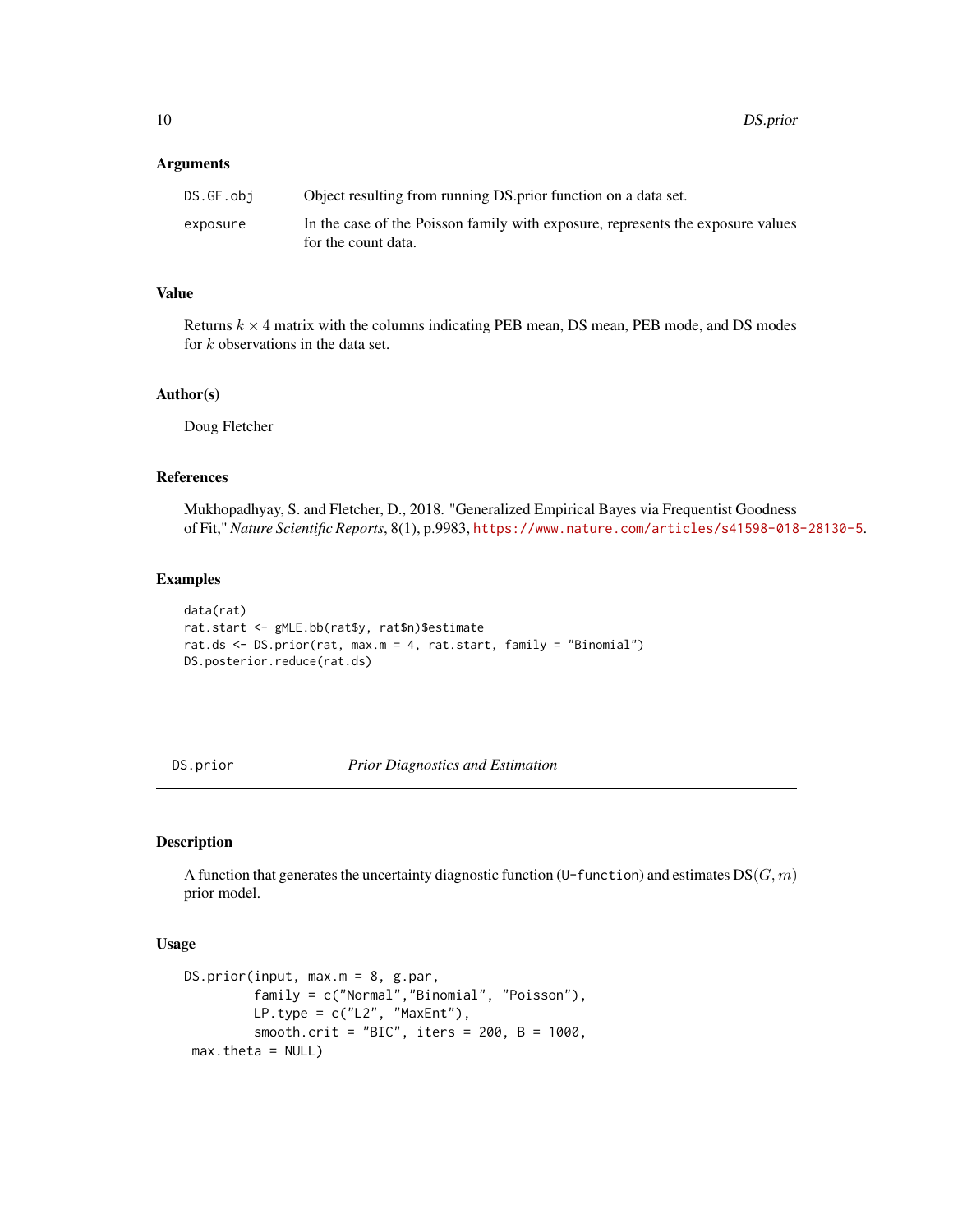### Arguments

| | |
|---|---|
| DS.GF.obj | Object resulting from running DS.prior function on a data set. |
| exposure | In the case of the Poisson family with exposure, represents the exposure values for the count data. |

### Value

Returns $k \times 4$ matrix with the columns indicating PEB mean, DS mean, PEB mode, and DS modes for $k$ observations in the data set.

### Author(s)

Doug Fletcher

### References

Mukhopadhyay, S. and Fletcher, D., 2018. "Generalized Empirical Bayes via Frequentist Goodness of Fit," *Nature Scientific Reports*, 8(1), p.9983, https://www.nature.com/articles/s41598-018-28130-5.

### Examples

```
data(rat)
rat.start <- gMLE.bb(rat$y, rat$n)$estimate
rat.ds <- DS.prior(rat, max.m = 4, rat.start, family = "Binomial")
DS.posterior.reduce(rat.ds)
```

---

## DS.prior *Prior Diagnostics and Estimation*

### Description

A function that generates the uncertainty diagnostic function (U-function) and estimates DS$(G, m)$ prior model.

### Usage

```
DS.prior(input, max.m = 8, g.par,
         family = c("Normal","Binomial", "Poisson"),
         LP.type = c("L2", "MaxEnt"),
         smooth.crit = "BIC", iters = 200, B = 1000,
 max.theta = NULL)
```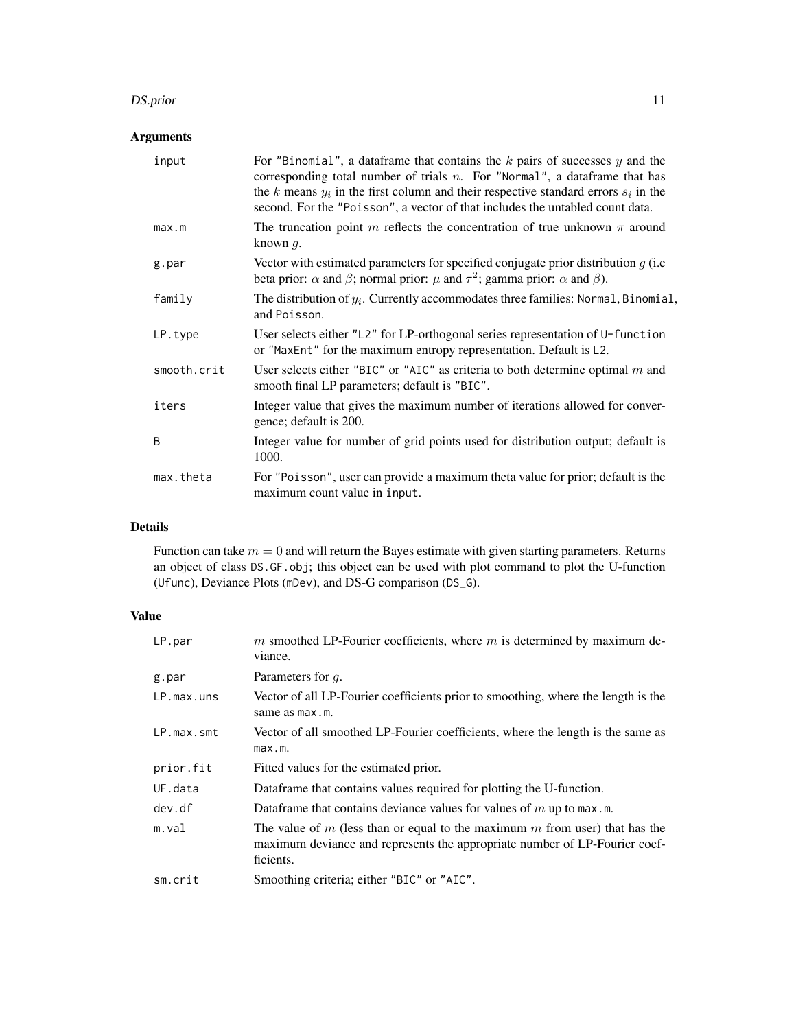## Arguments

| | |
|---|---|
| input | For "Binomial", a dataframe that contains the $k$ pairs of successes $y$ and the corresponding total number of trials $n$. For "Normal", a dataframe that has the $k$ means $y_i$ in the first column and their respective standard errors $s_i$ in the second. For the "Poisson", a vector of that includes the untabled count data. |
| max.m | The truncation point $m$ reflects the concentration of true unknown $\pi$ around known $g$. |
| g.par | Vector with estimated parameters for specified conjugate prior distribution $g$ (i.e beta prior: $\alpha$ and $\beta$; normal prior: $\mu$ and $\tau^2$; gamma prior: $\alpha$ and $\beta$). |
| family | The distribution of $y_i$. Currently accommodates three families: `Normal`, `Binomial`, and `Poisson`. |
| LP.type | User selects either "L2" for LP-orthogonal series representation of `U-function` or "MaxEnt" for the maximum entropy representation. Default is `L2`. |
| smooth.crit | User selects either "BIC" or "AIC" as criteria to both determine optimal $m$ and smooth final LP parameters; default is "BIC". |
| iters | Integer value that gives the maximum number of iterations allowed for convergence; default is 200. |
| B | Integer value for number of grid points used for distribution output; default is 1000. |
| max.theta | For "Poisson", user can provide a maximum theta value for prior; default is the maximum count value in `input`. |

## Details

Function can take $m = 0$ and will return the Bayes estimate with given starting parameters. Returns an object of class `DS.GF.obj`; this object can be used with plot command to plot the U-function (`Ufunc`), Deviance Plots (`mDev`), and DS-G comparison (`DS_G`).

## Value

| | |
|---|---|
| LP.par | $m$ smoothed LP-Fourier coefficients, where $m$ is determined by maximum deviance. |
| g.par | Parameters for $g$. |
| LP.max.uns | Vector of all LP-Fourier coefficients prior to smoothing, where the length is the same as `max.m`. |
| LP.max.smt | Vector of all smoothed LP-Fourier coefficients, where the length is the same as `max.m`. |
| prior.fit | Fitted values for the estimated prior. |
| UF.data | Dataframe that contains values required for plotting the U-function. |
| dev.df | Dataframe that contains deviance values for values of $m$ up to `max.m`. |
| m.val | The value of $m$ (less than or equal to the maximum $m$ from user) that has the maximum deviance and represents the appropriate number of LP-Fourier coefficients. |
| sm.crit | Smoothing criteria; either "BIC" or "AIC". |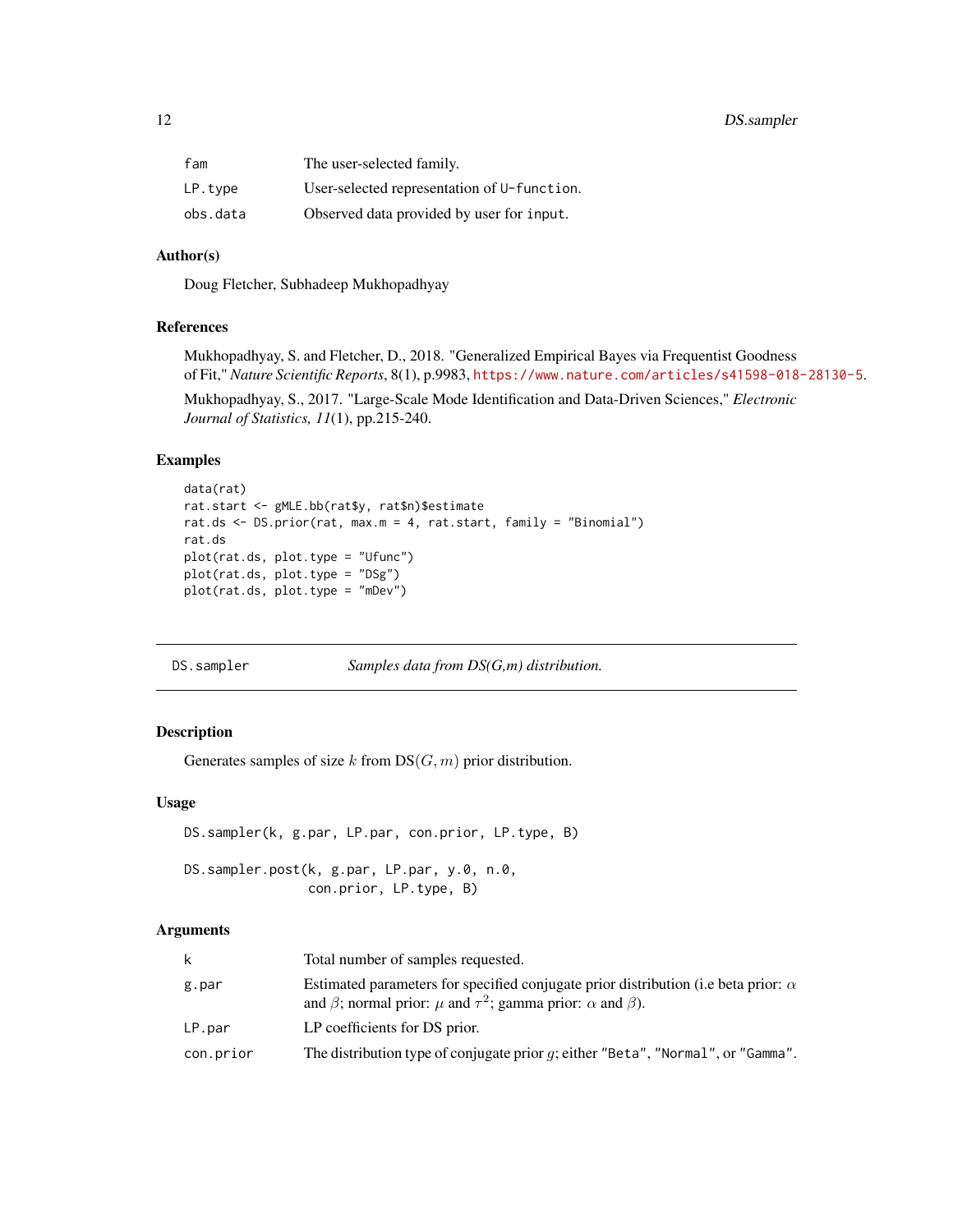| | |
|---|---|
| fam | The user-selected family. |
| LP.type | User-selected representation of U-function. |
| obs.data | Observed data provided by user for input. |

### Author(s)

Doug Fletcher, Subhadeep Mukhopadhyay

### References

Mukhopadhyay, S. and Fletcher, D., 2018. "Generalized Empirical Bayes via Frequentist Goodness of Fit," *Nature Scientific Reports*, 8(1), p.9983, https://www.nature.com/articles/s41598-018-28130-5.

Mukhopadhyay, S., 2017. "Large-Scale Mode Identification and Data-Driven Sciences," *Electronic Journal of Statistics, 11*(1), pp.215-240.

### Examples

```
data(rat)
rat.start <- gMLE.bb(rat$y, rat$n)$estimate
rat.ds <- DS.prior(rat, max.m = 4, rat.start, family = "Binomial")
rat.ds
plot(rat.ds, plot.type = "Ufunc")
plot(rat.ds, plot.type = "DSg")
plot(rat.ds, plot.type = "mDev")
```

---

## DS.sampler — *Samples data from DS(G,m) distribution.*

---

### Description

Generates samples of size $k$ from $\text{DS}(G, m)$ prior distribution.

### Usage

```
DS.sampler(k, g.par, LP.par, con.prior, LP.type, B)

DS.sampler.post(k, g.par, LP.par, y.0, n.0,
                con.prior, LP.type, B)
```

### Arguments

| | |
|---|---|
| k | Total number of samples requested. |
| g.par | Estimated parameters for specified conjugate prior distribution (i.e beta prior: $\alpha$ and $\beta$; normal prior: $\mu$ and $\tau^2$; gamma prior: $\alpha$ and $\beta$). |
| LP.par | LP coefficients for DS prior. |
| con.prior | The distribution type of conjugate prior $g$; either "Beta", "Normal", or "Gamma". |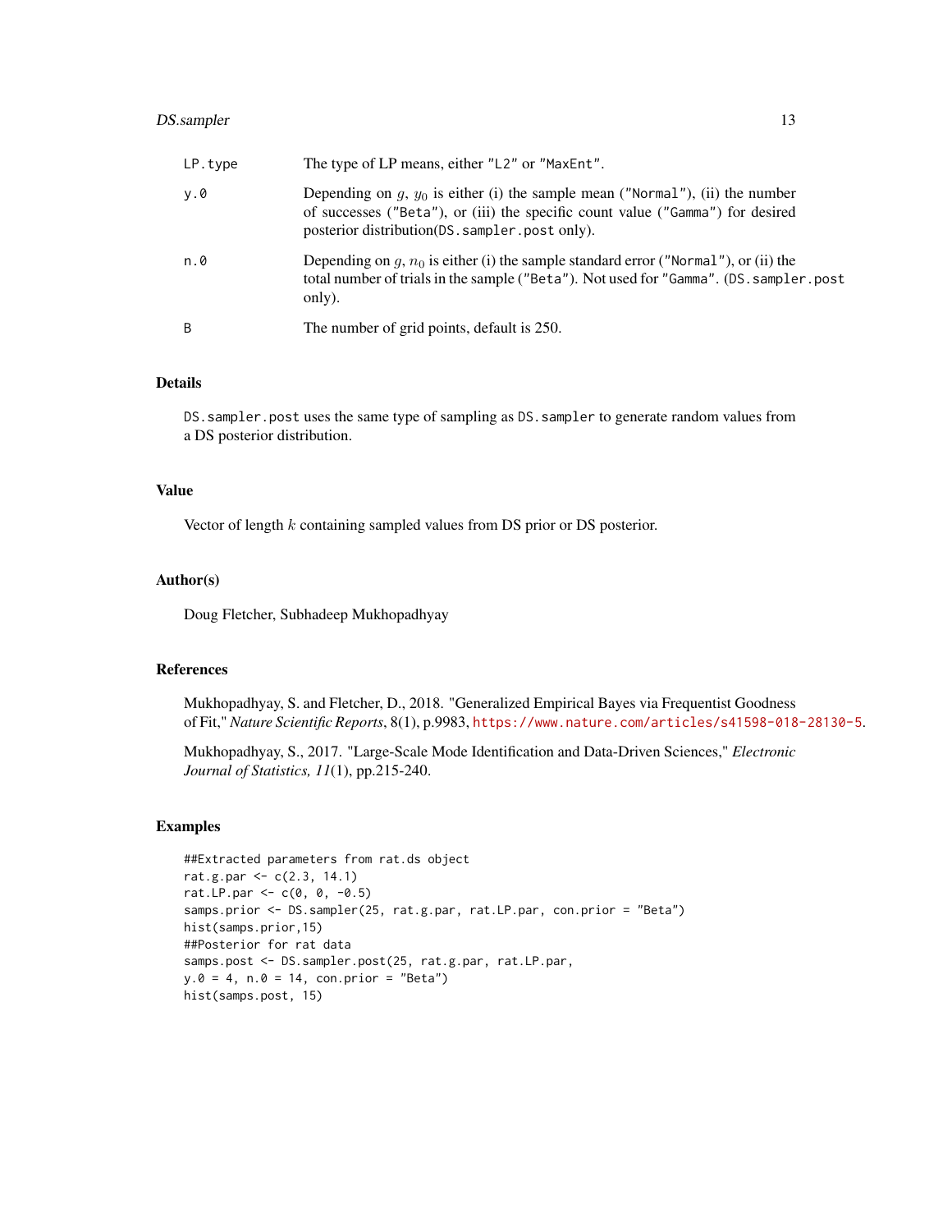| | |
|---|---|
| `LP.type` | The type of LP means, either `"L2"` or `"MaxEnt"`. |
| `y.0` | Depending on $g$, $y_0$ is either (i) the sample mean (`"Normal"`), (ii) the number of successes (`"Beta"`), or (iii) the specific count value (`"Gamma"`) for desired posterior distribution(`DS.sampler.post` only). |
| `n.0` | Depending on $g$, $n_0$ is either (i) the sample standard error (`"Normal"`), or (ii) the total number of trials in the sample (`"Beta"`). Not used for `"Gamma"`. (`DS.sampler.post` only). |
| `B` | The number of grid points, default is 250. |

## Details

`DS.sampler.post` uses the same type of sampling as `DS.sampler` to generate random values from a DS posterior distribution.

## Value

Vector of length $k$ containing sampled values from DS prior or DS posterior.

## Author(s)

Doug Fletcher, Subhadeep Mukhopadhyay

## References

Mukhopadhyay, S. and Fletcher, D., 2018. "Generalized Empirical Bayes via Frequentist Goodness of Fit," *Nature Scientific Reports*, 8(1), p.9983, https://www.nature.com/articles/s41598-018-28130-5.

Mukhopadhyay, S., 2017. "Large-Scale Mode Identification and Data-Driven Sciences," *Electronic Journal of Statistics, 11*(1), pp.215-240.

## Examples

```
##Extracted parameters from rat.ds object
rat.g.par <- c(2.3, 14.1)
rat.LP.par <- c(0, 0, -0.5)
samps.prior <- DS.sampler(25, rat.g.par, rat.LP.par, con.prior = "Beta")
hist(samps.prior,15)
##Posterior for rat data
samps.post <- DS.sampler.post(25, rat.g.par, rat.LP.par,
y.0 = 4, n.0 = 14, con.prior = "Beta")
hist(samps.post, 15)
```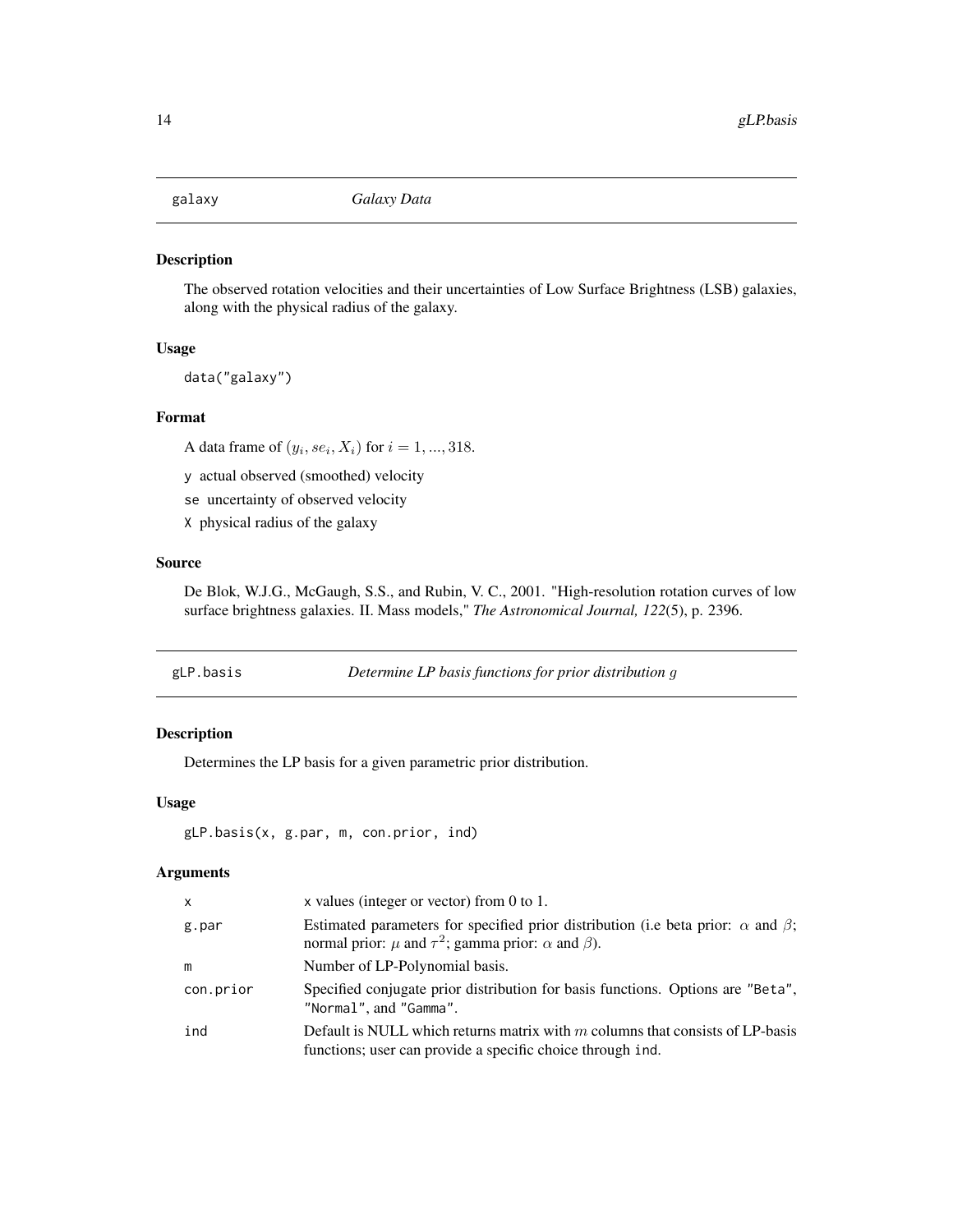## galaxy *Galaxy Data*

### Description

The observed rotation velocities and their uncertainties of Low Surface Brightness (LSB) galaxies, along with the physical radius of the galaxy.

### Usage

```
data("galaxy")
```

### Format

A data frame of $(y_i, se_i, X_i)$ for $i = 1, ..., 318$.

- y actual observed (smoothed) velocity
- se uncertainty of observed velocity
- X physical radius of the galaxy

### Source

De Blok, W.J.G., McGaugh, S.S., and Rubin, V. C., 2001. "High-resolution rotation curves of low surface brightness galaxies. II. Mass models," *The Astronomical Journal, 122*(5), p. 2396.

## gLP.basis *Determine LP basis functions for prior distribution g*

### Description

Determines the LP basis for a given parametric prior distribution.

### Usage

```
gLP.basis(x, g.par, m, con.prior, ind)
```

### Arguments

| | |
|---|---|
| x | x values (integer or vector) from 0 to 1. |
| g.par | Estimated parameters for specified prior distribution (i.e beta prior: $\alpha$ and $\beta$; normal prior: $\mu$ and $\tau^2$; gamma prior: $\alpha$ and $\beta$). |
| m | Number of LP-Polynomial basis. |
| con.prior | Specified conjugate prior distribution for basis functions. Options are "Beta", "Normal", and "Gamma". |
| ind | Default is NULL which returns matrix with $m$ columns that consists of LP-basis functions; user can provide a specific choice through ind. |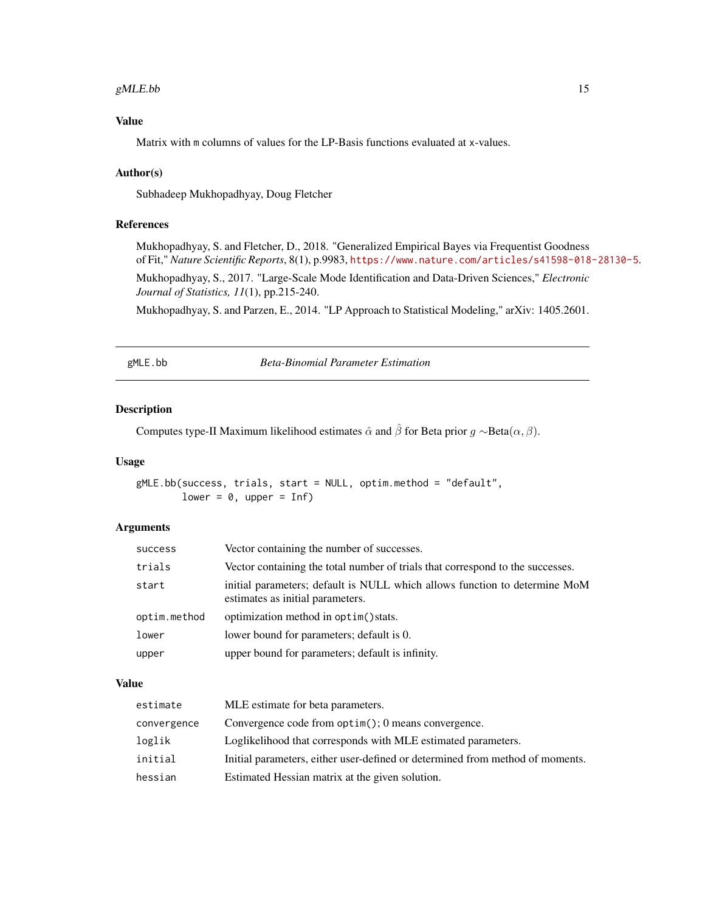### Value

Matrix with `m` columns of values for the LP-Basis functions evaluated at `x`-values.

### Author(s)

Subhadeep Mukhopadhyay, Doug Fletcher

### References

Mukhopadhyay, S. and Fletcher, D., 2018. "Generalized Empirical Bayes via Frequentist Goodness of Fit," *Nature Scientific Reports*, 8(1), p.9983, https://www.nature.com/articles/s41598-018-28130-5.

Mukhopadhyay, S., 2017. "Large-Scale Mode Identification and Data-Driven Sciences," *Electronic Journal of Statistics, 11*(1), pp.215-240.

Mukhopadhyay, S. and Parzen, E., 2014. "LP Approach to Statistical Modeling," arXiv: 1405.2601.

---

## gMLE.bb — *Beta-Binomial Parameter Estimation*

### Description

Computes type-II Maximum likelihood estimates $\hat{\alpha}$ and $\hat{\beta}$ for Beta prior $g \sim$Beta$(\alpha, \beta)$.

### Usage

```
gMLE.bb(success, trials, start = NULL, optim.method = "default",
        lower = 0, upper = Inf)
```

### Arguments

| | |
|---|---|
| `success` | Vector containing the number of successes. |
| `trials` | Vector containing the total number of trials that correspond to the successes. |
| `start` | initial parameters; default is NULL which allows function to determine MoM estimates as initial parameters. |
| `optim.method` | optimization method in `optim()`stats. |
| `lower` | lower bound for parameters; default is 0. |
| `upper` | upper bound for parameters; default is infinity. |

### Value

| | |
|---|---|
| `estimate` | MLE estimate for beta parameters. |
| `convergence` | Convergence code from `optim()`; 0 means convergence. |
| `loglik` | Loglikelihood that corresponds with MLE estimated parameters. |
| `initial` | Initial parameters, either user-defined or determined from method of moments. |
| `hessian` | Estimated Hessian matrix at the given solution. |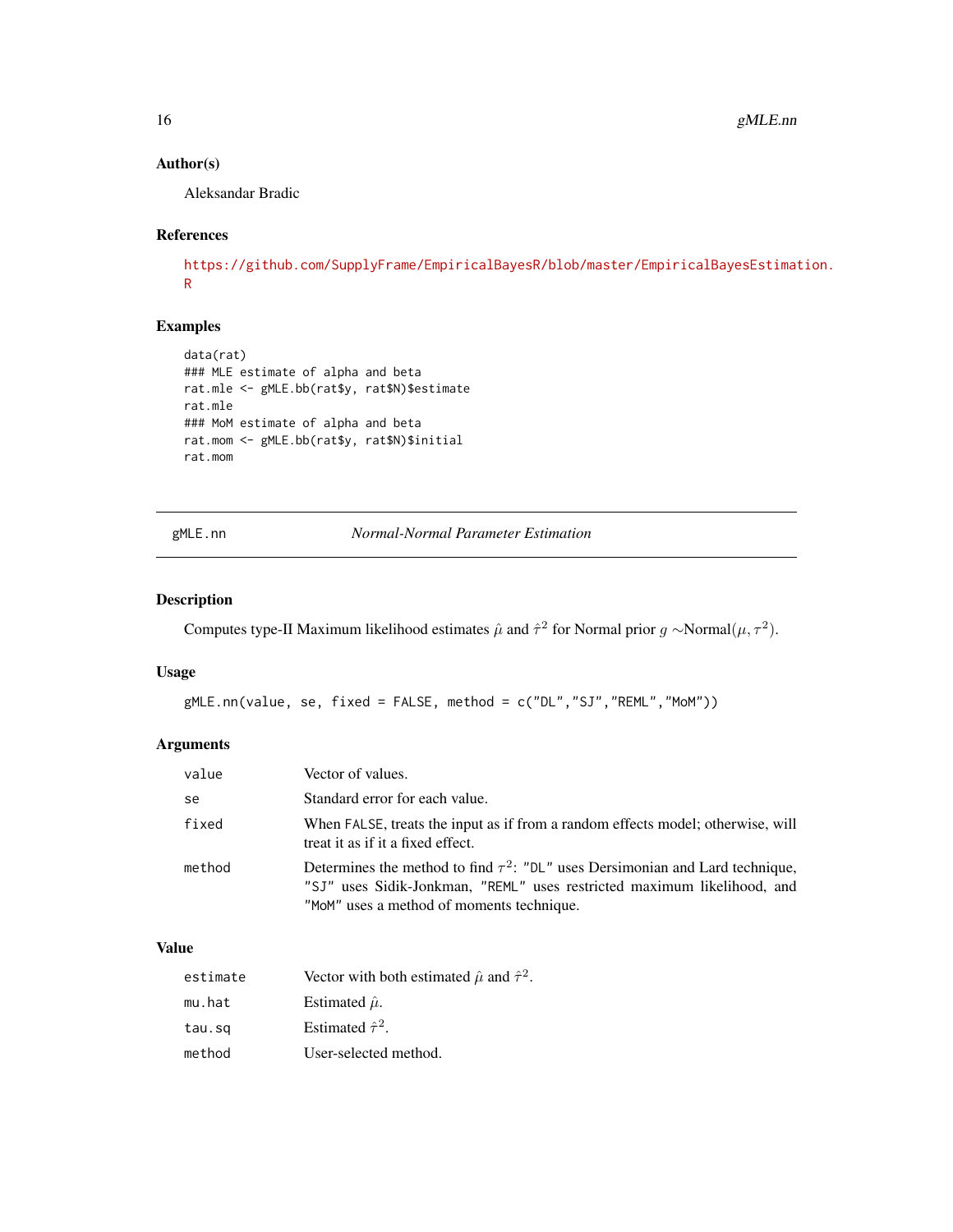## Author(s)

Aleksandar Bradic

## References

https://github.com/SupplyFrame/EmpiricalBayesR/blob/master/EmpiricalBayesEstimation.R

## Examples

```
data(rat)
### MLE estimate of alpha and beta
rat.mle <- gMLE.bb(rat$y, rat$N)$estimate
rat.mle
### MoM estimate of alpha and beta
rat.mom <- gMLE.bb(rat$y, rat$N)$initial
rat.mom
```

---

# gMLE.nn — *Normal-Normal Parameter Estimation*

## Description

Computes type-II Maximum likelihood estimates $\hat{\mu}$ and $\hat{\tau}^2$ for Normal prior $g \sim$Normal$(\mu, \tau^2)$.

## Usage

```
gMLE.nn(value, se, fixed = FALSE, method = c("DL","SJ","REML","MoM"))
```

## Arguments

| | |
|---|---|
| `value` | Vector of values. |
| `se` | Standard error for each value. |
| `fixed` | When `FALSE`, treats the input as if from a random effects model; otherwise, will treat it as if it a fixed effect. |
| `method` | Determines the method to find $\tau^2$: `"DL"` uses Dersimonian and Lard technique, `"SJ"` uses Sidik-Jonkman, `"REML"` uses restricted maximum likelihood, and `"MoM"` uses a method of moments technique. |

## Value

| | |
|---|---|
| `estimate` | Vector with both estimated $\hat{\mu}$ and $\hat{\tau}^2$. |
| `mu.hat` | Estimated $\hat{\mu}$. |
| `tau.sq` | Estimated $\hat{\tau}^2$. |
| `method` | User-selected method. |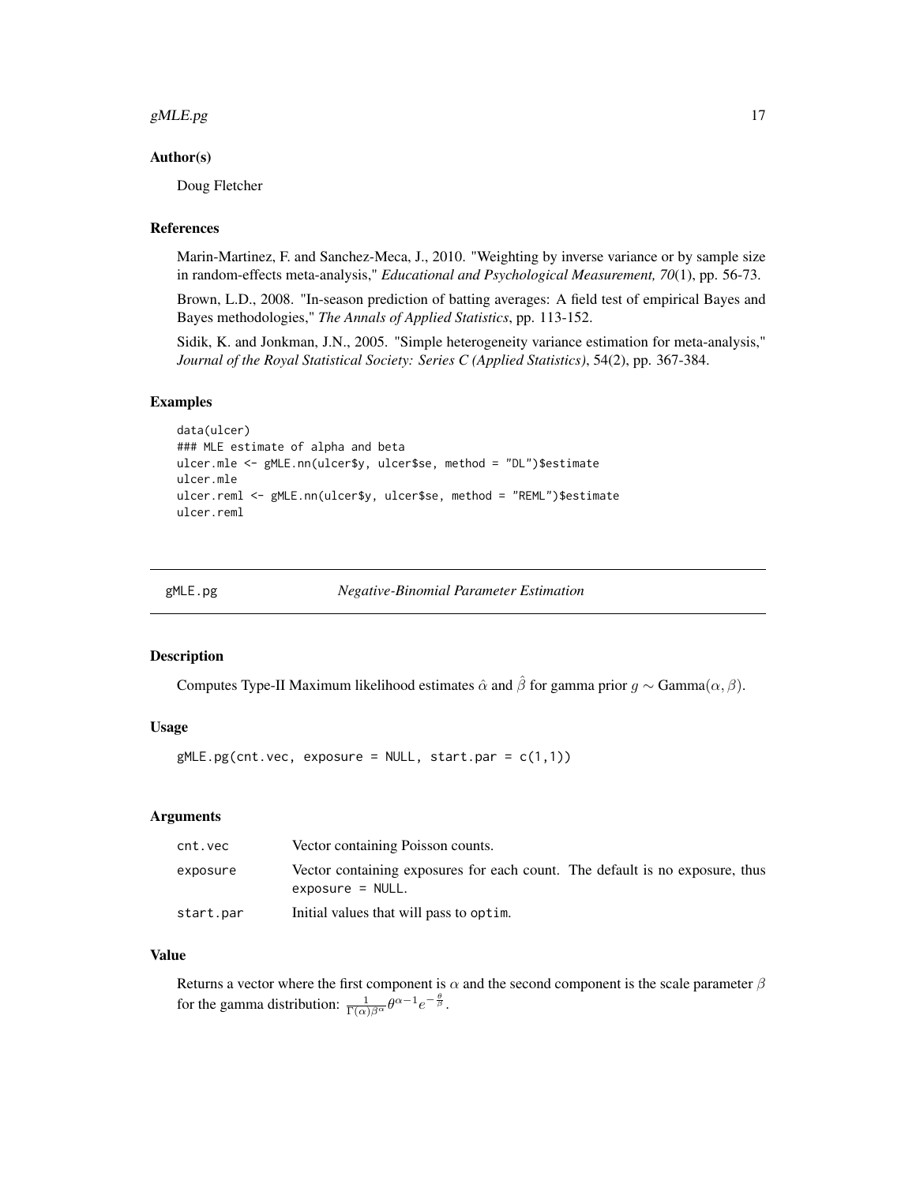### Author(s)

Doug Fletcher

### References

Marin-Martinez, F. and Sanchez-Meca, J., 2010. "Weighting by inverse variance or by sample size in random-effects meta-analysis," *Educational and Psychological Measurement, 70*(1), pp. 56-73.

Brown, L.D., 2008. "In-season prediction of batting averages: A field test of empirical Bayes and Bayes methodologies," *The Annals of Applied Statistics*, pp. 113-152.

Sidik, K. and Jonkman, J.N., 2005. "Simple heterogeneity variance estimation for meta-analysis," *Journal of the Royal Statistical Society: Series C (Applied Statistics)*, 54(2), pp. 367-384.

### Examples

```
data(ulcer)
### MLE estimate of alpha and beta
ulcer.mle <- gMLE.nn(ulcer$y, ulcer$se, method = "DL")$estimate
ulcer.mle
ulcer.reml <- gMLE.nn(ulcer$y, ulcer$se, method = "REML")$estimate
ulcer.reml
```

---

## gMLE.pg *Negative-Binomial Parameter Estimation*

### Description

Computes Type-II Maximum likelihood estimates $\hat{\alpha}$ and $\hat{\beta}$ for gamma prior $g \sim \text{Gamma}(\alpha, \beta)$.

### Usage

```
gMLE.pg(cnt.vec, exposure = NULL, start.par = c(1,1))
```

### Arguments

| | |
|---|---|
| `cnt.vec` | Vector containing Poisson counts. |
| `exposure` | Vector containing exposures for each count. The default is no exposure, thus `exposure = NULL`. |
| `start.par` | Initial values that will pass to `optim`. |

### Value

Returns a vector where the first component is $\alpha$ and the second component is the scale parameter $\beta$ for the gamma distribution: $\frac{1}{\Gamma(\alpha)\beta^{\alpha}}\theta^{\alpha-1}e^{-\frac{\theta}{\beta}}$.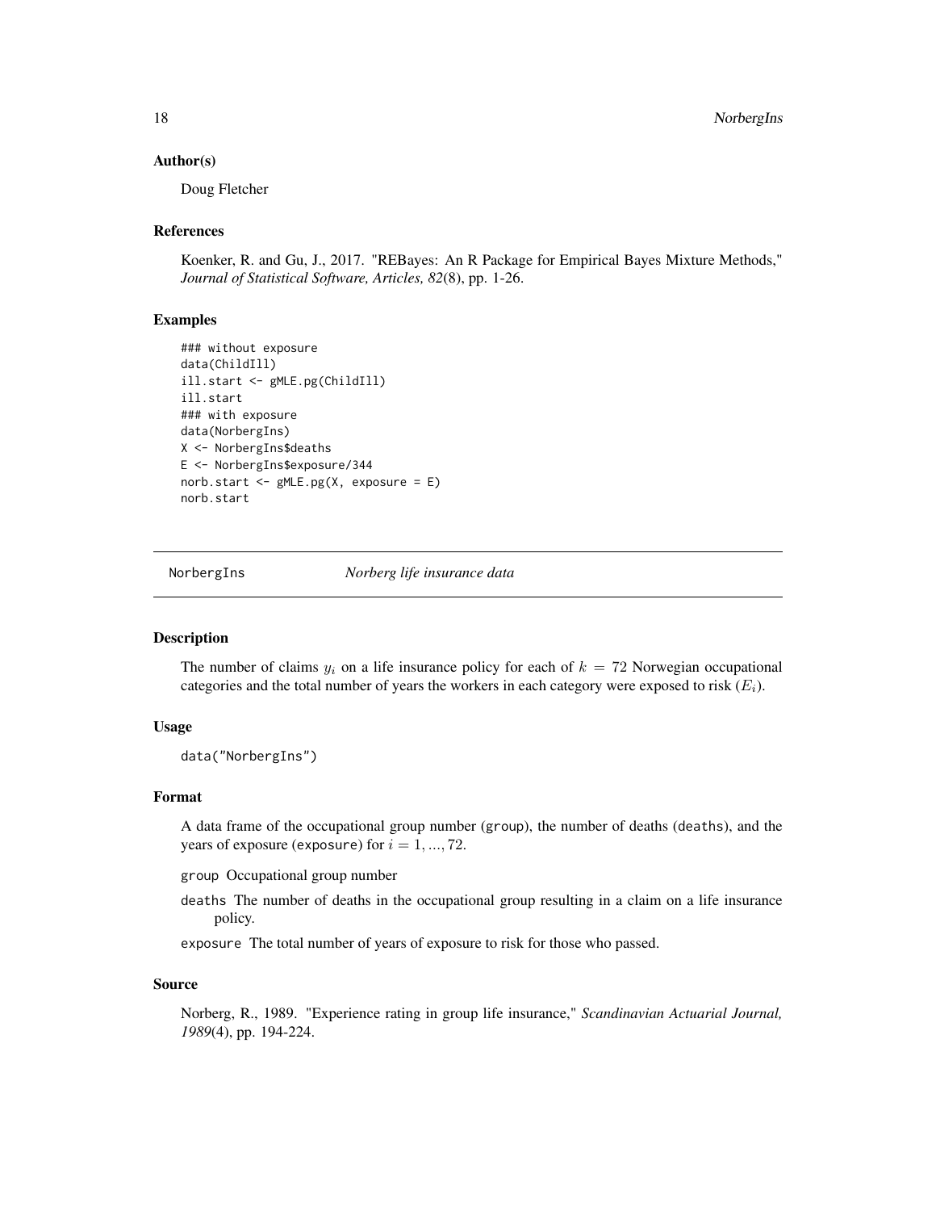### Author(s)

Doug Fletcher

### References

Koenker, R. and Gu, J., 2017. "REBayes: An R Package for Empirical Bayes Mixture Methods," *Journal of Statistical Software, Articles, 82*(8), pp. 1-26.

### Examples

```
### without exposure
data(ChildIll)
ill.start <- gMLE.pg(ChildIll)
ill.start
### with exposure
data(NorbergIns)
X <- NorbergIns$deaths
E <- NorbergIns$exposure/344
norb.start <- gMLE.pg(X, exposure = E)
norb.start
```

---

## NorbergIns *Norberg life insurance data*

---

### Description

The number of claims $y_i$ on a life insurance policy for each of $k = 72$ Norwegian occupational categories and the total number of years the workers in each category were exposed to risk ($E_i$).

### Usage

```
data("NorbergIns")
```

### Format

A data frame of the occupational group number (group), the number of deaths (deaths), and the years of exposure (exposure) for $i = 1, ..., 72$.

group Occupational group number

deaths The number of deaths in the occupational group resulting in a claim on a life insurance policy.

exposure The total number of years of exposure to risk for those who passed.

### Source

Norberg, R., 1989. "Experience rating in group life insurance," *Scandinavian Actuarial Journal, 1989*(4), pp. 194-224.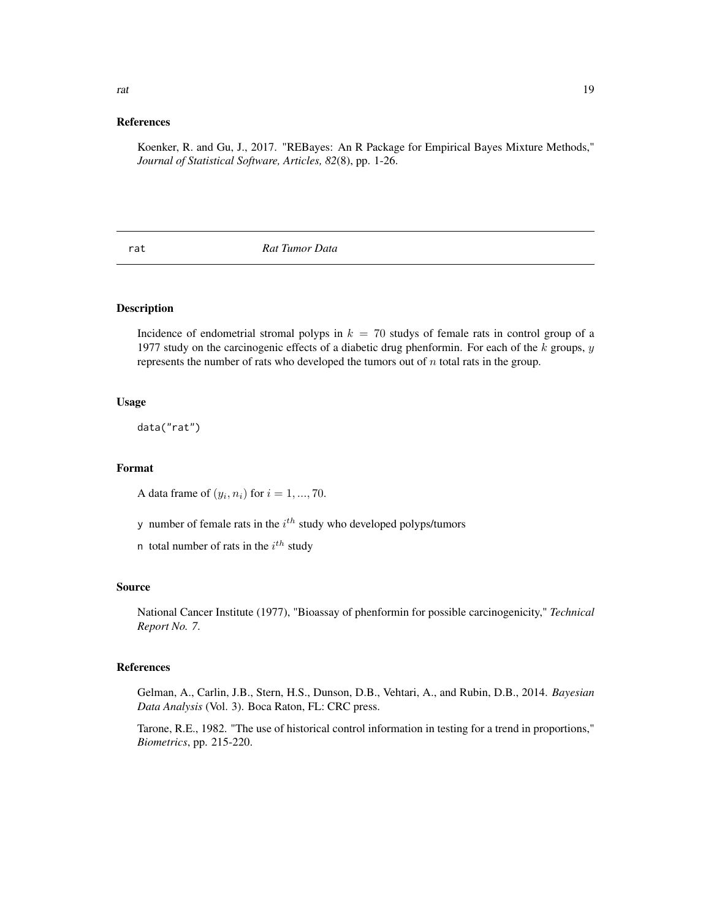## References

Koenker, R. and Gu, J., 2017. "REBayes: An R Package for Empirical Bayes Mixture Methods," *Journal of Statistical Software, Articles, 82*(8), pp. 1-26.

---

# rat — *Rat Tumor Data*

---

## Description

Incidence of endometrial stromal polyps in $k = 70$ studys of female rats in control group of a 1977 study on the carcinogenic effects of a diabetic drug phenformin. For each of the $k$ groups, $y$ represents the number of rats who developed the tumors out of $n$ total rats in the group.

## Usage

```
data("rat")
```

## Format

A data frame of $(y_i, n_i)$ for $i = 1, ..., 70$.

- y number of female rats in the $i^{th}$ study who developed polyps/tumors
- n total number of rats in the $i^{th}$ study

## Source

National Cancer Institute (1977), "Bioassay of phenformin for possible carcinogenicity," *Technical Report No. 7*.

## References

Gelman, A., Carlin, J.B., Stern, H.S., Dunson, D.B., Vehtari, A., and Rubin, D.B., 2014. *Bayesian Data Analysis* (Vol. 3). Boca Raton, FL: CRC press.

Tarone, R.E., 1982. "The use of historical control information in testing for a trend in proportions," *Biometrics*, pp. 215-220.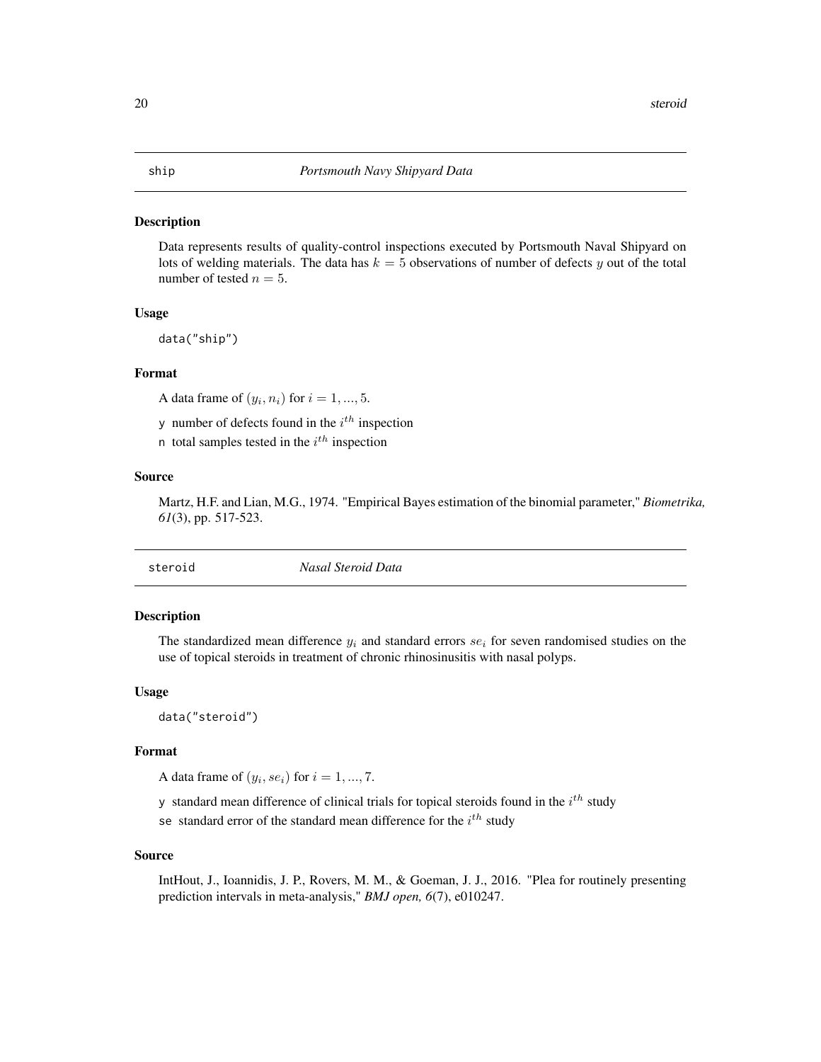## ship *Portsmouth Navy Shipyard Data*

### Description

Data represents results of quality-control inspections executed by Portsmouth Naval Shipyard on lots of welding materials. The data has $k = 5$ observations of number of defects $y$ out of the total number of tested $n = 5$.

### Usage

```
data("ship")
```

### Format

A data frame of $(y_i, n_i)$ for $i = 1, ..., 5$.

y number of defects found in the $i^{th}$ inspection

n total samples tested in the $i^{th}$ inspection

### Source

Martz, H.F. and Lian, M.G., 1974. "Empirical Bayes estimation of the binomial parameter," *Biometrika, 61*(3), pp. 517-523.

## steroid *Nasal Steroid Data*

### Description

The standardized mean difference $y_i$ and standard errors $se_i$ for seven randomised studies on the use of topical steroids in treatment of chronic rhinosinusitis with nasal polyps.

### Usage

```
data("steroid")
```

### Format

A data frame of $(y_i, se_i)$ for $i = 1, ..., 7$.

y standard mean difference of clinical trials for topical steroids found in the $i^{th}$ study

se standard error of the standard mean difference for the $i^{th}$ study

### Source

IntHout, J., Ioannidis, J. P., Rovers, M. M., & Goeman, J. J., 2016. "Plea for routinely presenting prediction intervals in meta-analysis," *BMJ open, 6*(7), e010247.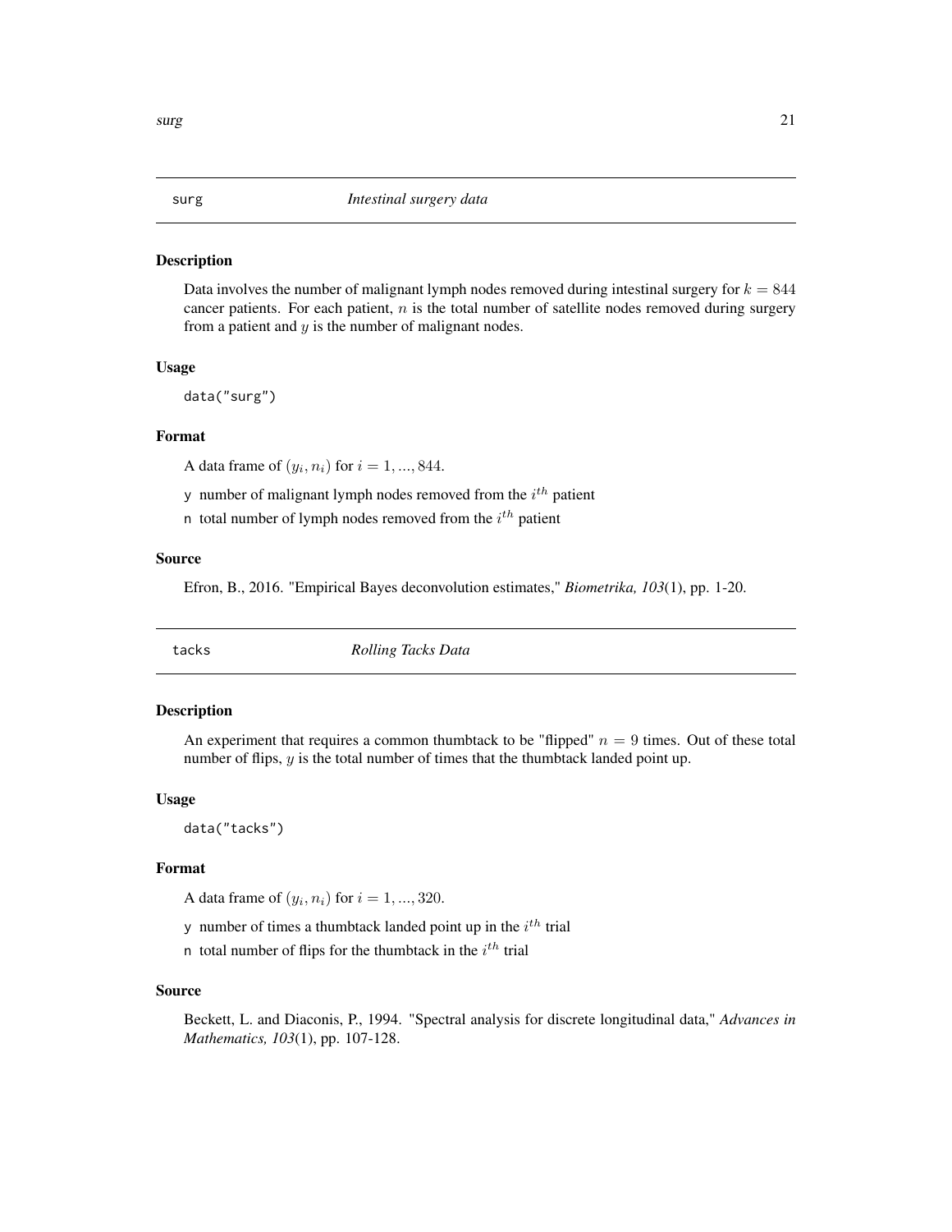## surg — *Intestinal surgery data*

### Description

Data involves the number of malignant lymph nodes removed during intestinal surgery for $k = 844$ cancer patients. For each patient, $n$ is the total number of satellite nodes removed during surgery from a patient and $y$ is the number of malignant nodes.

### Usage

```
data("surg")
```

### Format

A data frame of $(y_i, n_i)$ for $i = 1, ..., 844$.

- `y` number of malignant lymph nodes removed from the $i^{th}$ patient
- `n` total number of lymph nodes removed from the $i^{th}$ patient

### Source

Efron, B., 2016. "Empirical Bayes deconvolution estimates," *Biometrika, 103*(1), pp. 1-20.

## tacks — *Rolling Tacks Data*

### Description

An experiment that requires a common thumbtack to be "flipped" $n = 9$ times. Out of these total number of flips, $y$ is the total number of times that the thumbtack landed point up.

### Usage

```
data("tacks")
```

### Format

A data frame of $(y_i, n_i)$ for $i = 1, ..., 320$.

- `y` number of times a thumbtack landed point up in the $i^{th}$ trial
- `n` total number of flips for the thumbtack in the $i^{th}$ trial

### Source

Beckett, L. and Diaconis, P., 1994. "Spectral analysis for discrete longitudinal data," *Advances in Mathematics, 103*(1), pp. 107-128.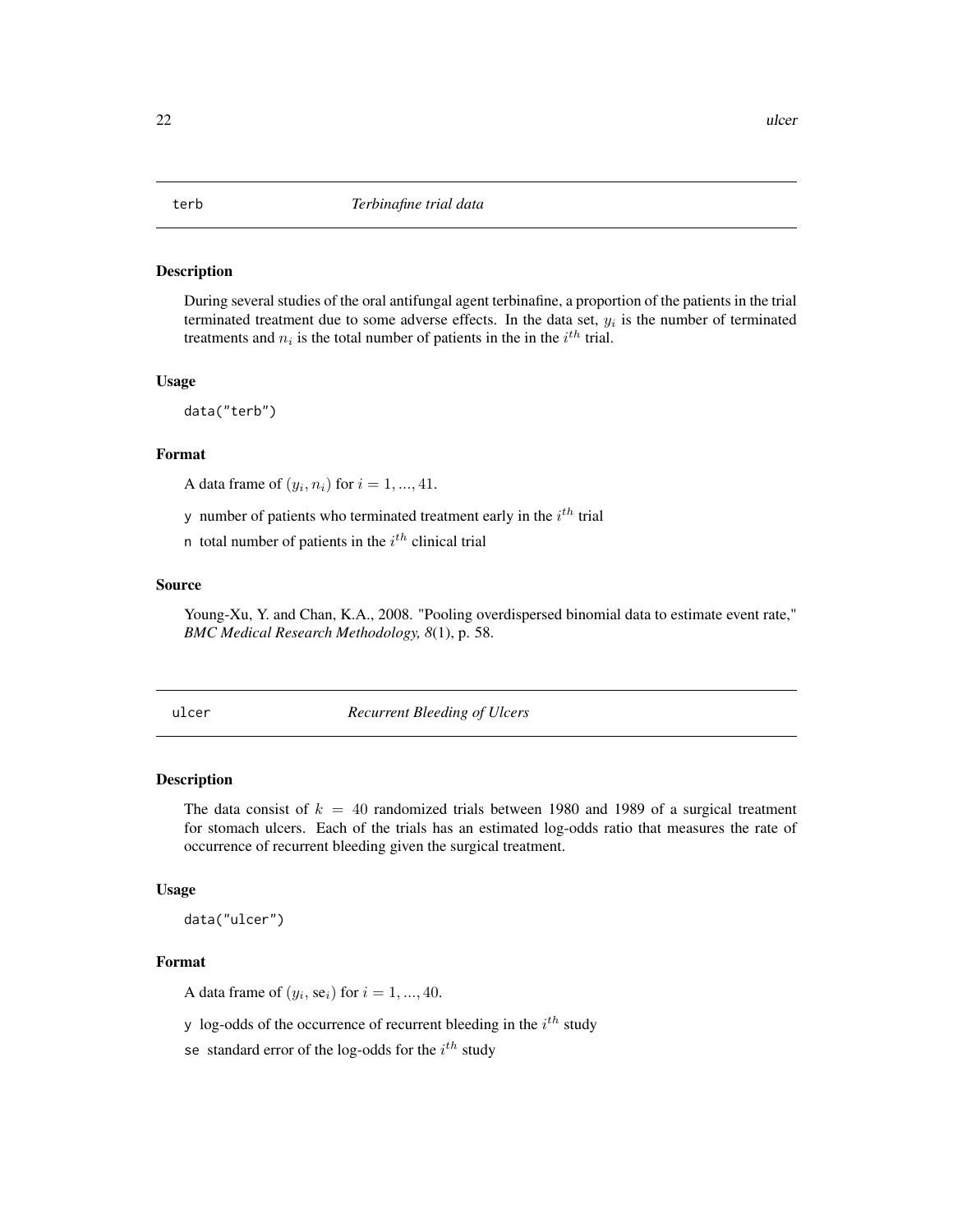## terb *Terbinafine trial data*

### Description

During several studies of the oral antifungal agent terbinafine, a proportion of the patients in the trial terminated treatment due to some adverse effects. In the data set, $y_i$ is the number of terminated treatments and $n_i$ is the total number of patients in the in the $i^{th}$ trial.

### Usage

```
data("terb")
```

### Format

A data frame of $(y_i, n_i)$ for $i = 1, ..., 41$.

- `y` number of patients who terminated treatment early in the $i^{th}$ trial
- `n` total number of patients in the $i^{th}$ clinical trial

### Source

Young-Xu, Y. and Chan, K.A., 2008. "Pooling overdispersed binomial data to estimate event rate," *BMC Medical Research Methodology, 8*(1), p. 58.

## ulcer *Recurrent Bleeding of Ulcers*

### Description

The data consist of $k = 40$ randomized trials between 1980 and 1989 of a surgical treatment for stomach ulcers. Each of the trials has an estimated log-odds ratio that measures the rate of occurrence of recurrent bleeding given the surgical treatment.

### Usage

```
data("ulcer")
```

### Format

A data frame of $(y_i, \text{se}_i)$ for $i = 1, ..., 40$.

- `y` log-odds of the occurrence of recurrent bleeding in the $i^{th}$ study
- `se` standard error of the log-odds for the $i^{th}$ study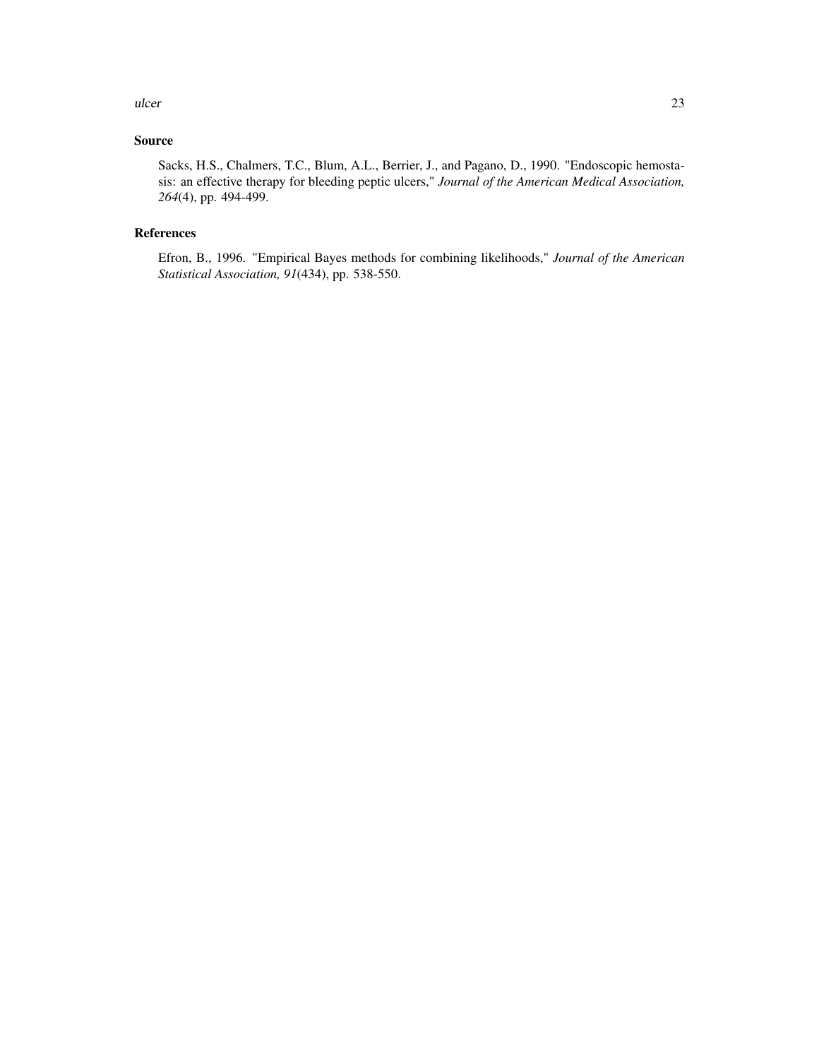## Source

Sacks, H.S., Chalmers, T.C., Blum, A.L., Berrier, J., and Pagano, D., 1990. "Endoscopic hemostasis: an effective therapy for bleeding peptic ulcers," *Journal of the American Medical Association, 264*(4), pp. 494-499.

## References

Efron, B., 1996. "Empirical Bayes methods for combining likelihoods," *Journal of the American Statistical Association, 91*(434), pp. 538-550.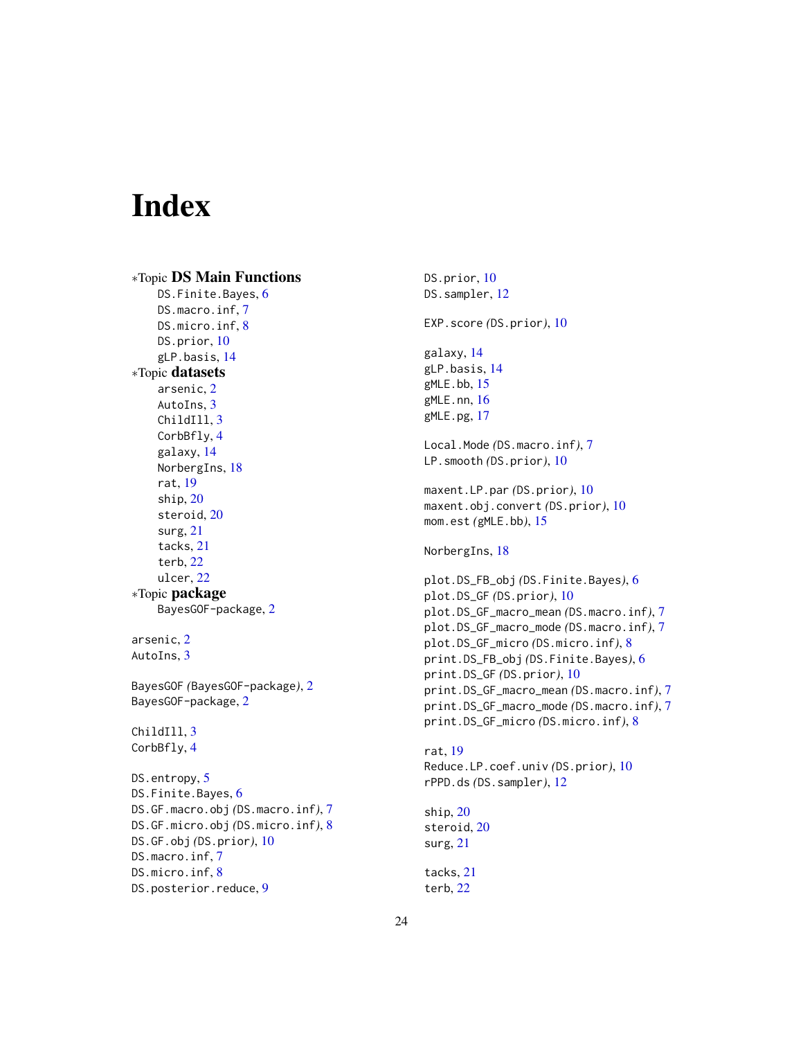# Index

*Topic **DS Main Functions**
- DS.Finite.Bayes, 6
- DS.macro.inf, 7
- DS.micro.inf, 8
- DS.prior, 10
- gLP.basis, 14

*Topic **datasets**
- arsenic, 2
- AutoIns, 3
- ChildIll, 3
- CorbBfly, 4
- galaxy, 14
- NorbergIns, 18
- rat, 19
- ship, 20
- steroid, 20
- surg, 21
- tacks, 21
- terb, 22
- ulcer, 22

*Topic **package**
- BayesGOF-package, 2

arsenic, 2
AutoIns, 3

BayesGOF *(BayesGOF-package)*, 2
BayesGOF-package, 2

ChildIll, 3
CorbBfly, 4

DS.entropy, 5
DS.Finite.Bayes, 6
DS.GF.macro.obj *(DS.macro.inf)*, 7
DS.GF.micro.obj *(DS.micro.inf)*, 8
DS.GF.obj *(DS.prior)*, 10
DS.macro.inf, 7
DS.micro.inf, 8
DS.posterior.reduce, 9
DS.prior, 10
DS.sampler, 12

EXP.score *(DS.prior)*, 10

galaxy, 14
gLP.basis, 14
gMLE.bb, 15
gMLE.nn, 16
gMLE.pg, 17

Local.Mode *(DS.macro.inf)*, 7
LP.smooth *(DS.prior)*, 10

maxent.LP.par *(DS.prior)*, 10
maxent.obj.convert *(DS.prior)*, 10
mom.est *(gMLE.bb)*, 15

NorbergIns, 18

plot.DS_FB_obj *(DS.Finite.Bayes)*, 6
plot.DS_GF *(DS.prior)*, 10
plot.DS_GF_macro_mean *(DS.macro.inf)*, 7
plot.DS_GF_macro_mode *(DS.macro.inf)*, 7
plot.DS_GF_micro *(DS.micro.inf)*, 8
print.DS_FB_obj *(DS.Finite.Bayes)*, 6
print.DS_GF *(DS.prior)*, 10
print.DS_GF_macro_mean *(DS.macro.inf)*, 7
print.DS_GF_macro_mode *(DS.macro.inf)*, 7
print.DS_GF_micro *(DS.micro.inf)*, 8

rat, 19
Reduce.LP.coef.univ *(DS.prior)*, 10
rPPD.ds *(DS.sampler)*, 12

ship, 20
steroid, 20
surg, 21

tacks, 21
terb, 22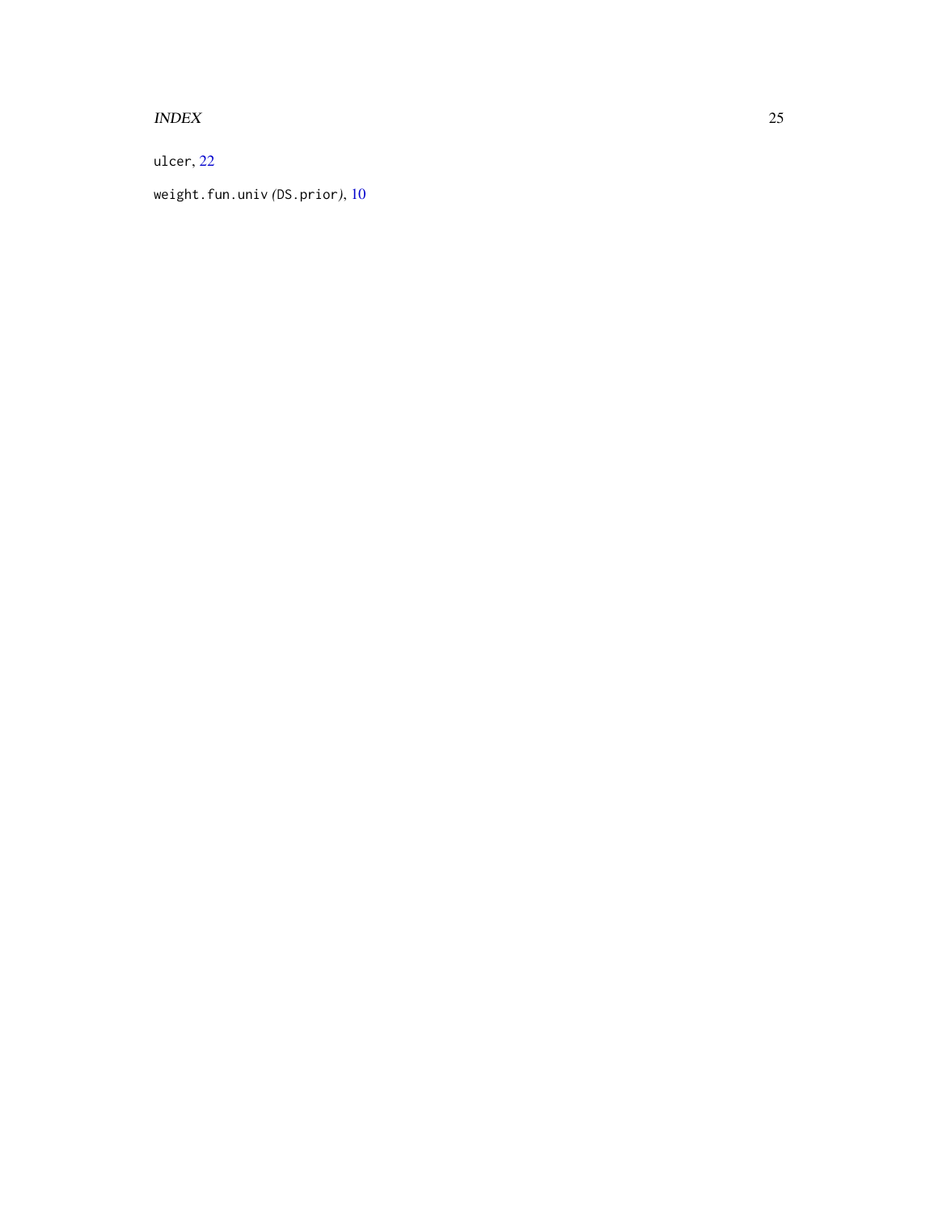ulcer, 22

weight.fun.univ *(*DS.prior*)*, 10